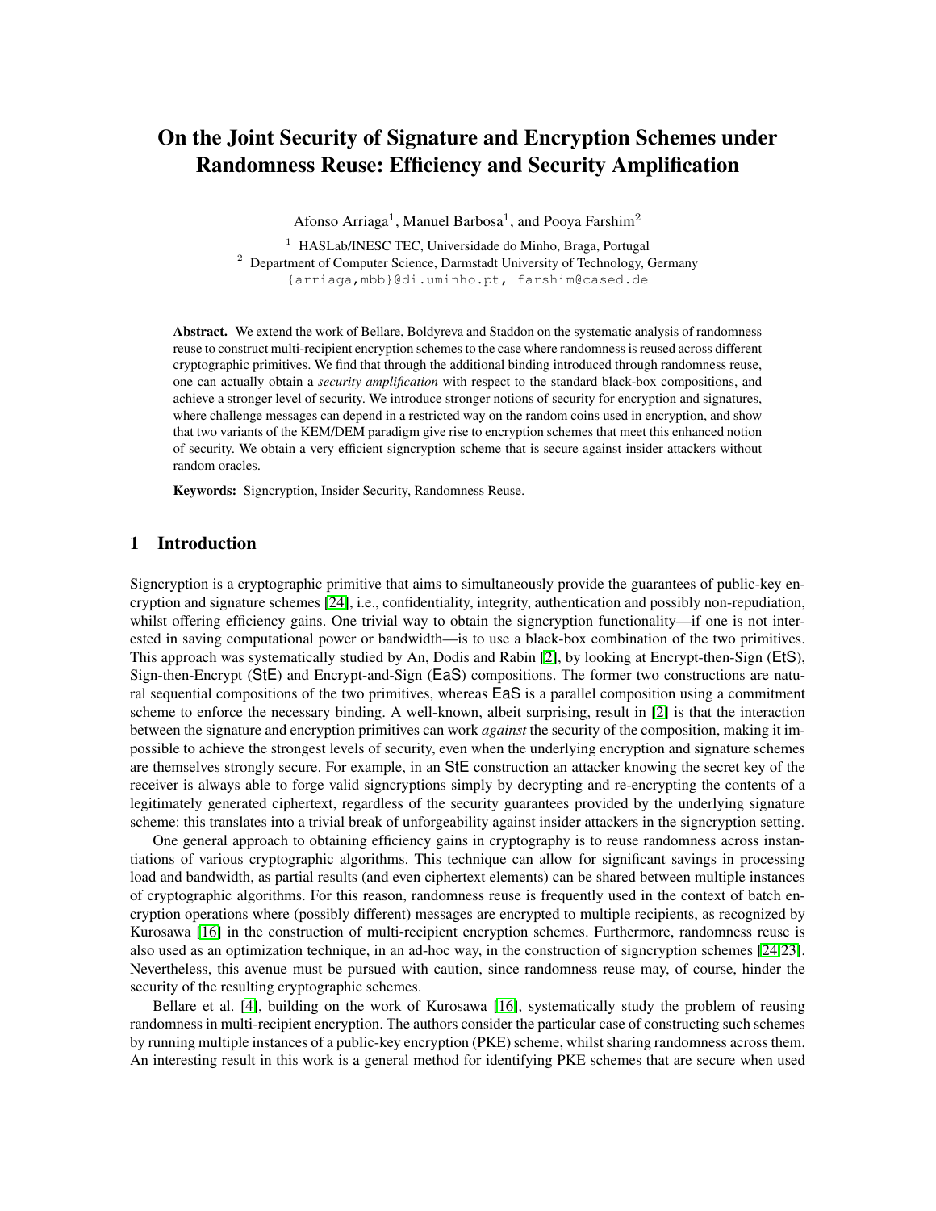# On the Joint Security of Signature and Encryption Schemes under Randomness Reuse: Efficiency and Security Amplification

Afonso Arriaga[1], Manuel Barbosa[1], and Pooya Farshim[2]

[1] HASLab/INESC TEC, Universidade do Minho, Braga, Portugal
[2] Department of Computer Science, Darmstadt University of Technology, Germany
{arriaga,mbb}@di.uminho.pt, farshim@cased.de

**Abstract.** We extend the work of Bellare, Boldyreva and Staddon on the systematic analysis of randomness reuse to construct multi-recipient encryption schemes to the case where randomness is reused across different cryptographic primitives. We find that through the additional binding introduced through randomness reuse, one can actually obtain a *security amplification* with respect to the standard black-box compositions, and achieve a stronger level of security. We introduce stronger notions of security for encryption and signatures, where challenge messages can depend in a restricted way on the random coins used in encryption, and show that two variants of the KEM/DEM paradigm give rise to encryption schemes that meet this enhanced notion of security. We obtain a very efficient signcryption scheme that is secure against insider attackers without random oracles.

**Keywords:** Signcryption, Insider Security, Randomness Reuse.

## 1 Introduction

Signcryption is a cryptographic primitive that aims to simultaneously provide the guarantees of public-key encryption and signature schemes [24], i.e., confidentiality, integrity, authentication and possibly non-repudiation, whilst offering efficiency gains. One trivial way to obtain the signcryption functionality—if one is not interested in saving computational power or bandwidth—is to use a black-box combination of the two primitives. This approach was systematically studied by An, Dodis and Rabin [2], by looking at Encrypt-then-Sign (EtS), Sign-then-Encrypt (StE) and Encrypt-and-Sign (EaS) compositions. The former two constructions are natural sequential compositions of the two primitives, whereas EaS is a parallel composition using a commitment scheme to enforce the necessary binding. A well-known, albeit surprising, result in [2] is that the interaction between the signature and encryption primitives can work *against* the security of the composition, making it impossible to achieve the strongest levels of security, even when the underlying encryption and signature schemes are themselves strongly secure. For example, in an StE construction an attacker knowing the secret key of the receiver is always able to forge valid signcryptions simply by decrypting and re-encrypting the contents of a legitimately generated ciphertext, regardless of the security guarantees provided by the underlying signature scheme: this translates into a trivial break of unforgeability against insider attackers in the signcryption setting.

One general approach to obtaining efficiency gains in cryptography is to reuse randomness across instantiations of various cryptographic algorithms. This technique can allow for significant savings in processing load and bandwidth, as partial results (and even ciphertext elements) can be shared between multiple instances of cryptographic algorithms. For this reason, randomness reuse is frequently used in the context of batch encryption operations where (possibly different) messages are encrypted to multiple recipients, as recognized by Kurosawa [16] in the construction of multi-recipient encryption schemes. Furthermore, randomness reuse is also used as an optimization technique, in an ad-hoc way, in the construction of signcryption schemes [24,23]. Nevertheless, this avenue must be pursued with caution, since randomness reuse may, of course, hinder the security of the resulting cryptographic schemes.

Bellare et al. [4], building on the work of Kurosawa [16], systematically study the problem of reusing randomness in multi-recipient encryption. The authors consider the particular case of constructing such schemes by running multiple instances of a public-key encryption (PKE) scheme, whilst sharing randomness across them. An interesting result in this work is a general method for identifying PKE schemes that are secure when used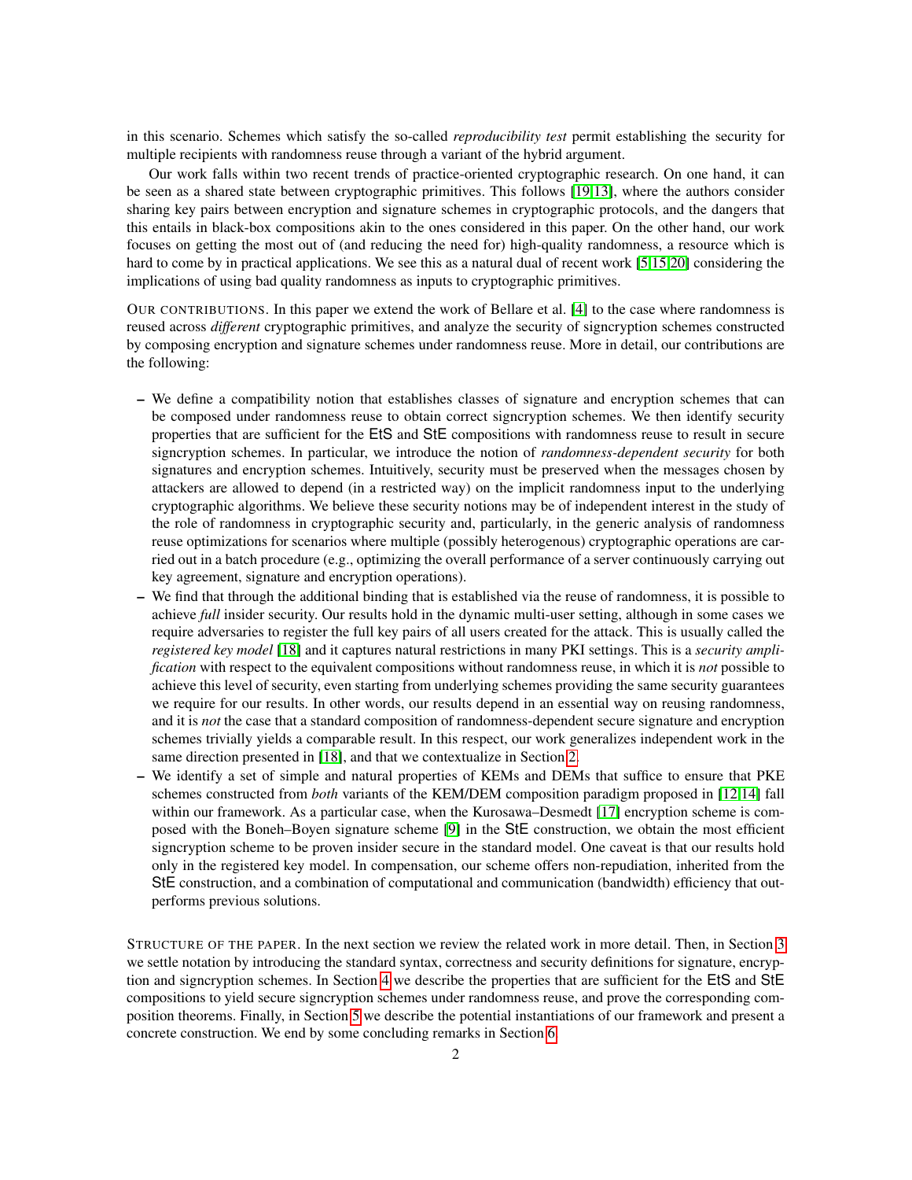in this scenario. Schemes which satisfy the so-called *reproducibility test* permit establishing the security for multiple recipients with randomness reuse through a variant of the hybrid argument.

Our work falls within two recent trends of practice-oriented cryptographic research. On one hand, it can be seen as a shared state between cryptographic primitives. This follows [19,13], where the authors consider sharing key pairs between encryption and signature schemes in cryptographic protocols, and the dangers that this entails in black-box compositions akin to the ones considered in this paper. On the other hand, our work focuses on getting the most out of (and reducing the need for) high-quality randomness, a resource which is hard to come by in practical applications. We see this as a natural dual of recent work [5,15,20] considering the implications of using bad quality randomness as inputs to cryptographic primitives.

OUR CONTRIBUTIONS. In this paper we extend the work of Bellare et al. [4] to the case where randomness is reused across *different* cryptographic primitives, and analyze the security of signcryption schemes constructed by composing encryption and signature schemes under randomness reuse. More in detail, our contributions are the following:

- We define a compatibility notion that establishes classes of signature and encryption schemes that can be composed under randomness reuse to obtain correct signcryption schemes. We then identify security properties that are sufficient for the EtS and StE compositions with randomness reuse to result in secure signcryption schemes. In particular, we introduce the notion of *randomness-dependent security* for both signatures and encryption schemes. Intuitively, security must be preserved when the messages chosen by attackers are allowed to depend (in a restricted way) on the implicit randomness input to the underlying cryptographic algorithms. We believe these security notions may be of independent interest in the study of the role of randomness in cryptographic security and, particularly, in the generic analysis of randomness reuse optimizations for scenarios where multiple (possibly heterogenous) cryptographic operations are carried out in a batch procedure (e.g., optimizing the overall performance of a server continuously carrying out key agreement, signature and encryption operations).
- We find that through the additional binding that is established via the reuse of randomness, it is possible to achieve *full* insider security. Our results hold in the dynamic multi-user setting, although in some cases we require adversaries to register the full key pairs of all users created for the attack. This is usually called the *registered key model* [18] and it captures natural restrictions in many PKI settings. This is a *security amplification* with respect to the equivalent compositions without randomness reuse, in which it is *not* possible to achieve this level of security, even starting from underlying schemes providing the same security guarantees we require for our results. In other words, our results depend in an essential way on reusing randomness, and it is *not* the case that a standard composition of randomness-dependent secure signature and encryption schemes trivially yields a comparable result. In this respect, our work generalizes independent work in the same direction presented in [18], and that we contextualize in Section 2.
- We identify a set of simple and natural properties of KEMs and DEMs that suffice to ensure that PKE schemes constructed from *both* variants of the KEM/DEM composition paradigm proposed in [12,14] fall within our framework. As a particular case, when the Kurosawa–Desmedt [17] encryption scheme is composed with the Boneh–Boyen signature scheme [9] in the StE construction, we obtain the most efficient signcryption scheme to be proven insider secure in the standard model. One caveat is that our results hold only in the registered key model. In compensation, our scheme offers non-repudiation, inherited from the StE construction, and a combination of computational and communication (bandwidth) efficiency that outperforms previous solutions.

STRUCTURE OF THE PAPER. In the next section we review the related work in more detail. Then, in Section 3 we settle notation by introducing the standard syntax, correctness and security definitions for signature, encryption and signcryption schemes. In Section 4 we describe the properties that are sufficient for the EtS and StE compositions to yield secure signcryption schemes under randomness reuse, and prove the corresponding composition theorems. Finally, in Section 5 we describe the potential instantiations of our framework and present a concrete construction. We end by some concluding remarks in Section 6.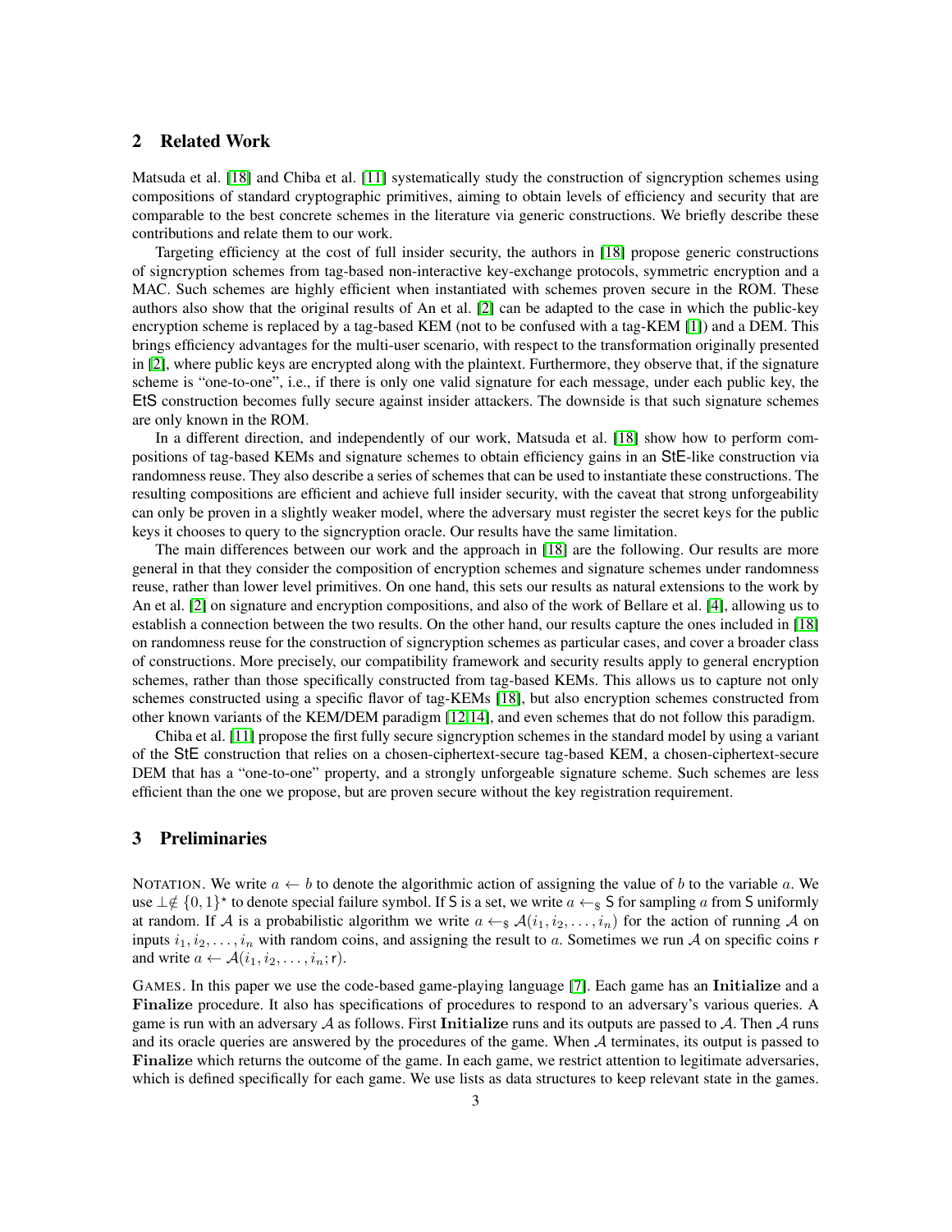## 2 Related Work

Matsuda et al. [18] and Chiba et al. [11] systematically study the construction of signcryption schemes using compositions of standard cryptographic primitives, aiming to obtain levels of efficiency and security that are comparable to the best concrete schemes in the literature via generic constructions. We briefly describe these contributions and relate them to our work.

Targeting efficiency at the cost of full insider security, the authors in [18] propose generic constructions of signcryption schemes from tag-based non-interactive key-exchange protocols, symmetric encryption and a MAC. Such schemes are highly efficient when instantiated with schemes proven secure in the ROM. These authors also show that the original results of An et al. [2] can be adapted to the case in which the public-key encryption scheme is replaced by a tag-based KEM (not to be confused with a tag-KEM [1]) and a DEM. This brings efficiency advantages for the multi-user scenario, with respect to the transformation originally presented in [2], where public keys are encrypted along with the plaintext. Furthermore, they observe that, if the signature scheme is "one-to-one", i.e., if there is only one valid signature for each message, under each public key, the $\mathsf{EtS}$ construction becomes fully secure against insider attackers. The downside is that such signature schemes are only known in the ROM.

In a different direction, and independently of our work, Matsuda et al. [18] show how to perform compositions of tag-based KEMs and signature schemes to obtain efficiency gains in an $\mathsf{StE}$-like construction via randomness reuse. They also describe a series of schemes that can be used to instantiate these constructions. The resulting compositions are efficient and achieve full insider security, with the caveat that strong unforgeability can only be proven in a slightly weaker model, where the adversary must register the secret keys for the public keys it chooses to query to the signcryption oracle. Our results have the same limitation.

The main differences between our work and the approach in [18] are the following. Our results are more general in that they consider the composition of encryption schemes and signature schemes under randomness reuse, rather than lower level primitives. On one hand, this sets our results as natural extensions to the work by An et al. [2] on signature and encryption compositions, and also of the work of Bellare et al. [4], allowing us to establish a connection between the two results. On the other hand, our results capture the ones included in [18] on randomness reuse for the construction of signcryption schemes as particular cases, and cover a broader class of constructions. More precisely, our compatibility framework and security results apply to general encryption schemes, rather than those specifically constructed from tag-based KEMs. This allows us to capture not only schemes constructed using a specific flavor of tag-KEMs [18], but also encryption schemes constructed from other known variants of the KEM/DEM paradigm [12,14], and even schemes that do not follow this paradigm.

Chiba et al. [11] propose the first fully secure signcryption schemes in the standard model by using a variant of the $\mathsf{StE}$ construction that relies on a chosen-ciphertext-secure tag-based KEM, a chosen-ciphertext-secure DEM that has a "one-to-one" property, and a strongly unforgeable signature scheme. Such schemes are less efficient than the one we propose, but are proven secure without the key registration requirement.

## 3 Preliminaries

NOTATION. We write $a \leftarrow b$ to denote the algorithmic action of assigning the value of $b$ to the variable $a$. We use $\perp \notin \{0,1\}^\star$ to denote special failure symbol. If $\mathsf{S}$ is a set, we write $a \leftarrow_\$ \mathsf{S}$ for sampling $a$ from $\mathsf{S}$ uniformly at random. If $\mathcal{A}$ is a probabilistic algorithm we write $a \leftarrow_\$ \mathcal{A}(i_1, i_2, \ldots, i_n)$ for the action of running $\mathcal{A}$ on inputs $i_1, i_2, \ldots, i_n$ with random coins, and assigning the result to $a$. Sometimes we run $\mathcal{A}$ on specific coins $\mathsf{r}$ and write $a \leftarrow \mathcal{A}(i_1, i_2, \ldots, i_n; \mathsf{r})$.

GAMES. In this paper we use the code-based game-playing language [7]. Each game has an **Initialize** and a **Finalize** procedure. It also has specifications of procedures to respond to an adversary's various queries. A game is run with an adversary $\mathcal{A}$ as follows. First **Initialize** runs and its outputs are passed to $\mathcal{A}$. Then $\mathcal{A}$ runs and its oracle queries are answered by the procedures of the game. When $\mathcal{A}$ terminates, its output is passed to **Finalize** which returns the outcome of the game. In each game, we restrict attention to legitimate adversaries, which is defined specifically for each game. We use lists as data structures to keep relevant state in the games.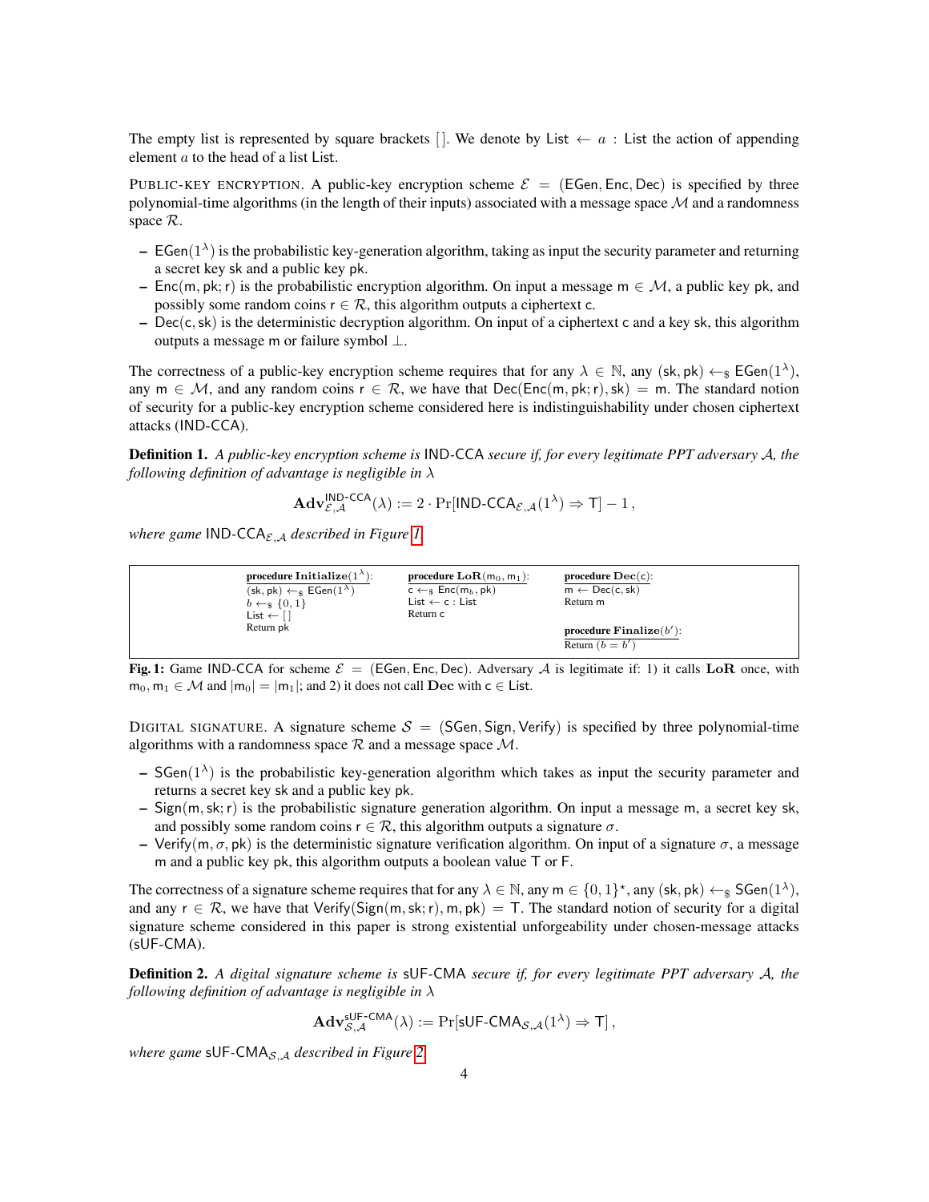The empty list is represented by square brackets $[\,]$. We denote by $\mathsf{List} \leftarrow a : \mathsf{List}$ the action of appending element $a$ to the head of a list $\mathsf{List}$.

PUBLIC-KEY ENCRYPTION. A public-key encryption scheme $\mathcal{E} = (\mathsf{EGen}, \mathsf{Enc}, \mathsf{Dec})$ is specified by three polynomial-time algorithms (in the length of their inputs) associated with a message space $\mathcal{M}$ and a randomness space $\mathcal{R}$.

- $\mathsf{EGen}(1^\lambda)$ is the probabilistic key-generation algorithm, taking as input the security parameter and returning a secret key $\mathsf{sk}$ and a public key $\mathsf{pk}$.
- $\mathsf{Enc}(\mathsf{m}, \mathsf{pk}; \mathsf{r})$ is the probabilistic encryption algorithm. On input a message $\mathsf{m} \in \mathcal{M}$, a public key $\mathsf{pk}$, and possibly some random coins $\mathsf{r} \in \mathcal{R}$, this algorithm outputs a ciphertext $\mathsf{c}$.
- $\mathsf{Dec}(\mathsf{c}, \mathsf{sk})$ is the deterministic decryption algorithm. On input of a ciphertext $\mathsf{c}$ and a key $\mathsf{sk}$, this algorithm outputs a message $\mathsf{m}$ or failure symbol $\perp$.

The correctness of a public-key encryption scheme requires that for any $\lambda \in \mathbb{N}$, any $(\mathsf{sk}, \mathsf{pk}) \leftarrow_\$ \mathsf{EGen}(1^\lambda)$, any $\mathsf{m} \in \mathcal{M}$, and any random coins $\mathsf{r} \in \mathcal{R}$, we have that $\mathsf{Dec}(\mathsf{Enc}(\mathsf{m}, \mathsf{pk}; \mathsf{r}), \mathsf{sk}) = \mathsf{m}$. The standard notion of security for a public-key encryption scheme considered here is indistinguishability under chosen ciphertext attacks (IND-CCA).

**Definition 1.** *A public-key encryption scheme is* IND-CCA *secure if, for every legitimate PPT adversary $\mathcal{A}$, the following definition of advantage is negligible in $\lambda$*

$$\mathbf{Adv}^{\mathsf{IND\text{-}CCA}}_{\mathcal{E},\mathcal{A}}(\lambda) := 2 \cdot \Pr[\mathsf{IND\text{-}CCA}_{\mathcal{E},\mathcal{A}}(1^\lambda) \Rightarrow \mathsf{T}] - 1\,,$$

*where game $\mathsf{IND\text{-}CCA}_{\mathcal{E},\mathcal{A}}$ described in Figure 1.*

```
procedure Initialize(1^λ):        procedure LoR(m_0, m_1):        procedure Dec(c):
(sk, pk) ←$ EGen(1^λ)             c ←$ Enc(m_b, pk)               m ← Dec(c, sk)
b ←$ {0, 1}                       List ← c : List                 Return m
List ← [ ]                        Return c
Return pk                                                         procedure Finalize(b'):
                                                                  Return (b = b')
```

**Fig. 1:** Game IND-CCA for scheme $\mathcal{E} = (\mathsf{EGen}, \mathsf{Enc}, \mathsf{Dec})$. Adversary $\mathcal{A}$ is legitimate if: 1) it calls $\mathbf{LoR}$ once, with $\mathsf{m}_0, \mathsf{m}_1 \in \mathcal{M}$ and $|\mathsf{m}_0| = |\mathsf{m}_1|$; and 2) it does not call $\mathbf{Dec}$ with $\mathsf{c} \in \mathsf{List}$.

DIGITAL SIGNATURE. A signature scheme $\mathcal{S} = (\mathsf{SGen}, \mathsf{Sign}, \mathsf{Verify})$ is specified by three polynomial-time algorithms with a randomness space $\mathcal{R}$ and a message space $\mathcal{M}$.

- $\mathsf{SGen}(1^\lambda)$ is the probabilistic key-generation algorithm which takes as input the security parameter and returns a secret key $\mathsf{sk}$ and a public key $\mathsf{pk}$.
- $\mathsf{Sign}(\mathsf{m}, \mathsf{sk}; \mathsf{r})$ is the probabilistic signature generation algorithm. On input a message $\mathsf{m}$, a secret key $\mathsf{sk}$, and possibly some random coins $\mathsf{r} \in \mathcal{R}$, this algorithm outputs a signature $\sigma$.
- $\mathsf{Verify}(\mathsf{m}, \sigma, \mathsf{pk})$ is the deterministic signature verification algorithm. On input of a signature $\sigma$, a message $\mathsf{m}$ and a public key $\mathsf{pk}$, this algorithm outputs a boolean value $\mathsf{T}$ or $\mathsf{F}$.

The correctness of a signature scheme requires that for any $\lambda \in \mathbb{N}$, any $\mathsf{m} \in \{0,1\}^\star$, any $(\mathsf{sk}, \mathsf{pk}) \leftarrow_\$ \mathsf{SGen}(1^\lambda)$, and any $\mathsf{r} \in \mathcal{R}$, we have that $\mathsf{Verify}(\mathsf{Sign}(\mathsf{m}, \mathsf{sk}; \mathsf{r}), \mathsf{m}, \mathsf{pk}) = \mathsf{T}$. The standard notion of security for a digital signature scheme considered in this paper is strong existential unforgeability under chosen-message attacks (sUF-CMA).

**Definition 2.** *A digital signature scheme is* sUF-CMA *secure if, for every legitimate PPT adversary $\mathcal{A}$, the following definition of advantage is negligible in $\lambda$*

$$\mathbf{Adv}^{\mathsf{sUF\text{-}CMA}}_{\mathcal{S},\mathcal{A}}(\lambda) := \Pr[\mathsf{sUF\text{-}CMA}_{\mathcal{S},\mathcal{A}}(1^\lambda) \Rightarrow \mathsf{T}]\,,$$

*where game $\mathsf{sUF\text{-}CMA}_{\mathcal{S},\mathcal{A}}$ described in Figure 2.*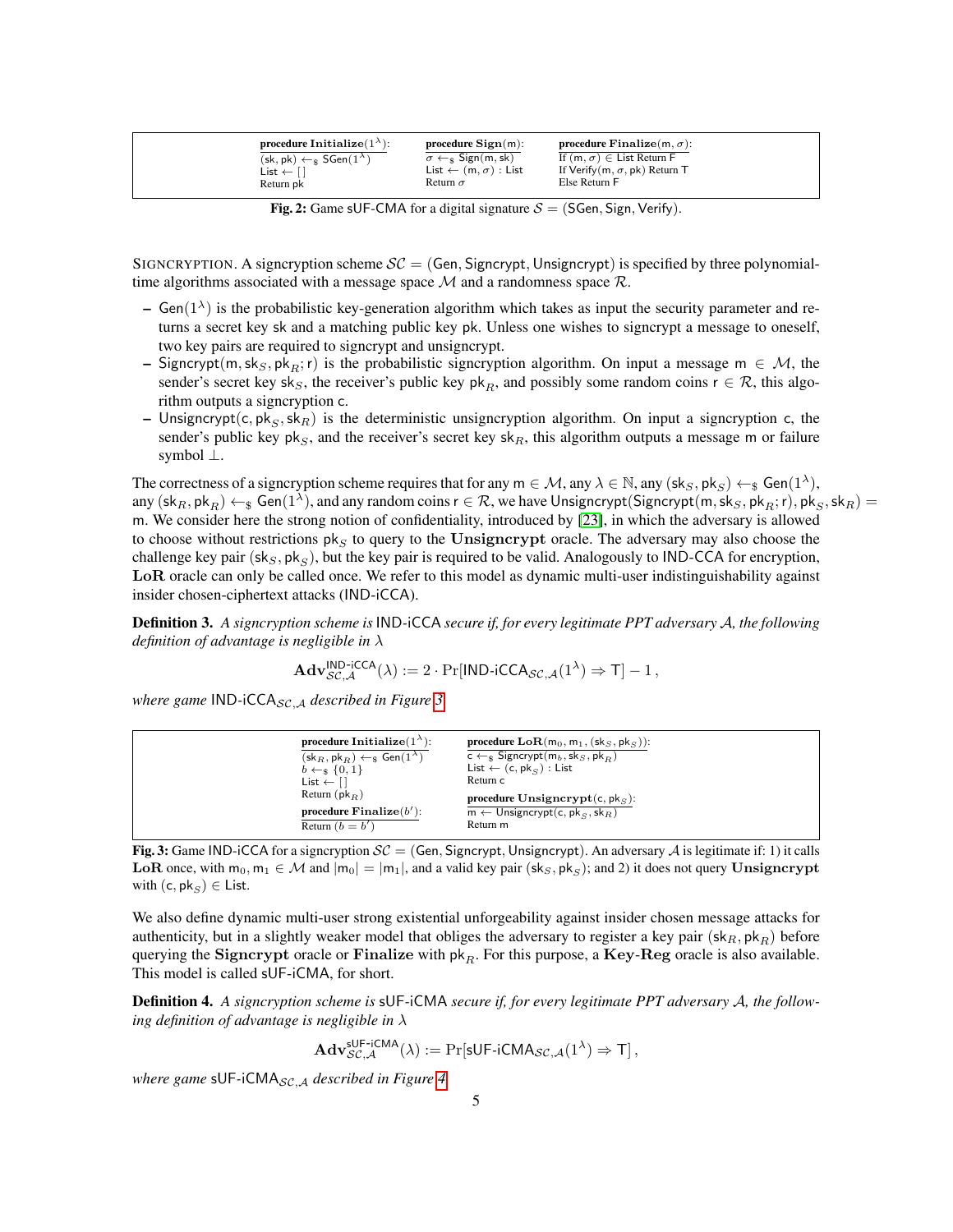```
procedure Initialize(1^λ):        procedure Sign(m):         procedure Finalize(m, σ):
(sk, pk) ←$ SGen(1^λ)             σ ←$ Sign(m, sk)           If (m, σ) ∈ List Return F
List ← []                         List ← (m, σ) : List       If Verify(m, σ, pk) Return T
Return pk                         Return σ                   Else Return F
```

**Fig. 2:** Game sUF-CMA for a digital signature $\mathcal{S} = (\mathsf{SGen}, \mathsf{Sign}, \mathsf{Verify})$.

SIGNCRYPTION. A signcryption scheme $\mathcal{SC} = (\mathsf{Gen}, \mathsf{Signcrypt}, \mathsf{Unsigncrypt})$ is specified by three polynomial-time algorithms associated with a message space $\mathcal{M}$ and a randomness space $\mathcal{R}$.

- $\mathsf{Gen}(1^\lambda)$ is the probabilistic key-generation algorithm which takes as input the security parameter and returns a secret key $\mathsf{sk}$ and a matching public key $\mathsf{pk}$. Unless one wishes to signcrypt a message to oneself, two key pairs are required to signcrypt and unsigncrypt.
- $\mathsf{Signcrypt}(\mathsf{m}, \mathsf{sk}_S, \mathsf{pk}_R; \mathsf{r})$ is the probabilistic signcryption algorithm. On input a message $\mathsf{m} \in \mathcal{M}$, the sender's secret key $\mathsf{sk}_S$, the receiver's public key $\mathsf{pk}_R$, and possibly some random coins $\mathsf{r} \in \mathcal{R}$, this algorithm outputs a signcryption $\mathsf{c}$.
- $\mathsf{Unsigncrypt}(\mathsf{c}, \mathsf{pk}_S, \mathsf{sk}_R)$ is the deterministic unsigncryption algorithm. On input a signcryption $\mathsf{c}$, the sender's public key $\mathsf{pk}_S$, and the receiver's secret key $\mathsf{sk}_R$, this algorithm outputs a message $\mathsf{m}$ or failure symbol $\perp$.

The correctness of a signcryption scheme requires that for any $\mathsf{m} \in \mathcal{M}$, any $\lambda \in \mathbb{N}$, any $(\mathsf{sk}_S, \mathsf{pk}_S) \leftarrow_\$ \mathsf{Gen}(1^\lambda)$, any $(\mathsf{sk}_R, \mathsf{pk}_R) \leftarrow_\$ \mathsf{Gen}(1^\lambda)$, and any random coins $\mathsf{r} \in \mathcal{R}$, we have $\mathsf{Unsigncrypt}(\mathsf{Signcrypt}(\mathsf{m}, \mathsf{sk}_S, \mathsf{pk}_R; \mathsf{r}), \mathsf{pk}_S, \mathsf{sk}_R) = \mathsf{m}$. We consider here the strong notion of confidentiality, introduced by [23], in which the adversary is allowed to choose without restrictions $\mathsf{pk}_S$ to query to the **Unsigncrypt** oracle. The adversary may also choose the challenge key pair $(\mathsf{sk}_S, \mathsf{pk}_S)$, but the key pair is required to be valid. Analogously to IND-CCA for encryption, **LoR** oracle can only be called once. We refer to this model as dynamic multi-user indistinguishability against insider chosen-ciphertext attacks (IND-iCCA).

**Definition 3.** *A signcryption scheme is* IND-iCCA *secure if, for every legitimate PPT adversary $\mathcal{A}$, the following definition of advantage is negligible in $\lambda$*

$$\mathbf{Adv}^{\mathsf{IND\text{-}iCCA}}_{\mathcal{SC},\mathcal{A}}(\lambda) := 2 \cdot \Pr[\mathsf{IND\text{-}iCCA}_{\mathcal{SC},\mathcal{A}}(1^\lambda) \Rightarrow \mathsf{T}] - 1\,,$$

*where game* $\mathsf{IND\text{-}iCCA}_{\mathcal{SC},\mathcal{A}}$ *described in Figure 3.*

```
procedure Initialize(1^λ):        procedure LoR(m_0, m_1, (sk_S, pk_S)):
(sk_R, pk_R) ←$ Gen(1^λ)          c ←$ Signcrypt(m_b, sk_S, pk_R)
b ←$ {0, 1}                       List ← (c, pk_S) : List
List ← []                         Return c
Return (pk_R)
                                  procedure Unsigncrypt(c, pk_S):
procedure Finalize(b'):           m ← Unsigncrypt(c, pk_S, sk_R)
Return (b = b')                   Return m
```

**Fig. 3:** Game IND-iCCA for a signcryption $\mathcal{SC} = (\mathsf{Gen}, \mathsf{Signcrypt}, \mathsf{Unsigncrypt})$. An adversary $\mathcal{A}$ is legitimate if: 1) it calls **LoR** once, with $\mathsf{m}_0, \mathsf{m}_1 \in \mathcal{M}$ and $|\mathsf{m}_0| = |\mathsf{m}_1|$, and a valid key pair $(\mathsf{sk}_S, \mathsf{pk}_S)$; and 2) it does not query **Unsigncrypt** with $(\mathsf{c}, \mathsf{pk}_S) \in \mathsf{List}$.

We also define dynamic multi-user strong existential unforgeability against insider chosen message attacks for authenticity, but in a slightly weaker model that obliges the adversary to register a key pair $(\mathsf{sk}_R, \mathsf{pk}_R)$ before querying the **Signcrypt** oracle or **Finalize** with $\mathsf{pk}_R$. For this purpose, a **Key-Reg** oracle is also available. This model is called sUF-iCMA, for short.

**Definition 4.** *A signcryption scheme is* sUF-iCMA *secure if, for every legitimate PPT adversary $\mathcal{A}$, the following definition of advantage is negligible in $\lambda$*

$$\mathbf{Adv}^{\mathsf{sUF\text{-}iCMA}}_{\mathcal{SC},\mathcal{A}}(\lambda) := \Pr[\mathsf{sUF\text{-}iCMA}_{\mathcal{SC},\mathcal{A}}(1^\lambda) \Rightarrow \mathsf{T}]\,,$$

*where game* $\mathsf{sUF\text{-}iCMA}_{\mathcal{SC},\mathcal{A}}$ *described in Figure 4.*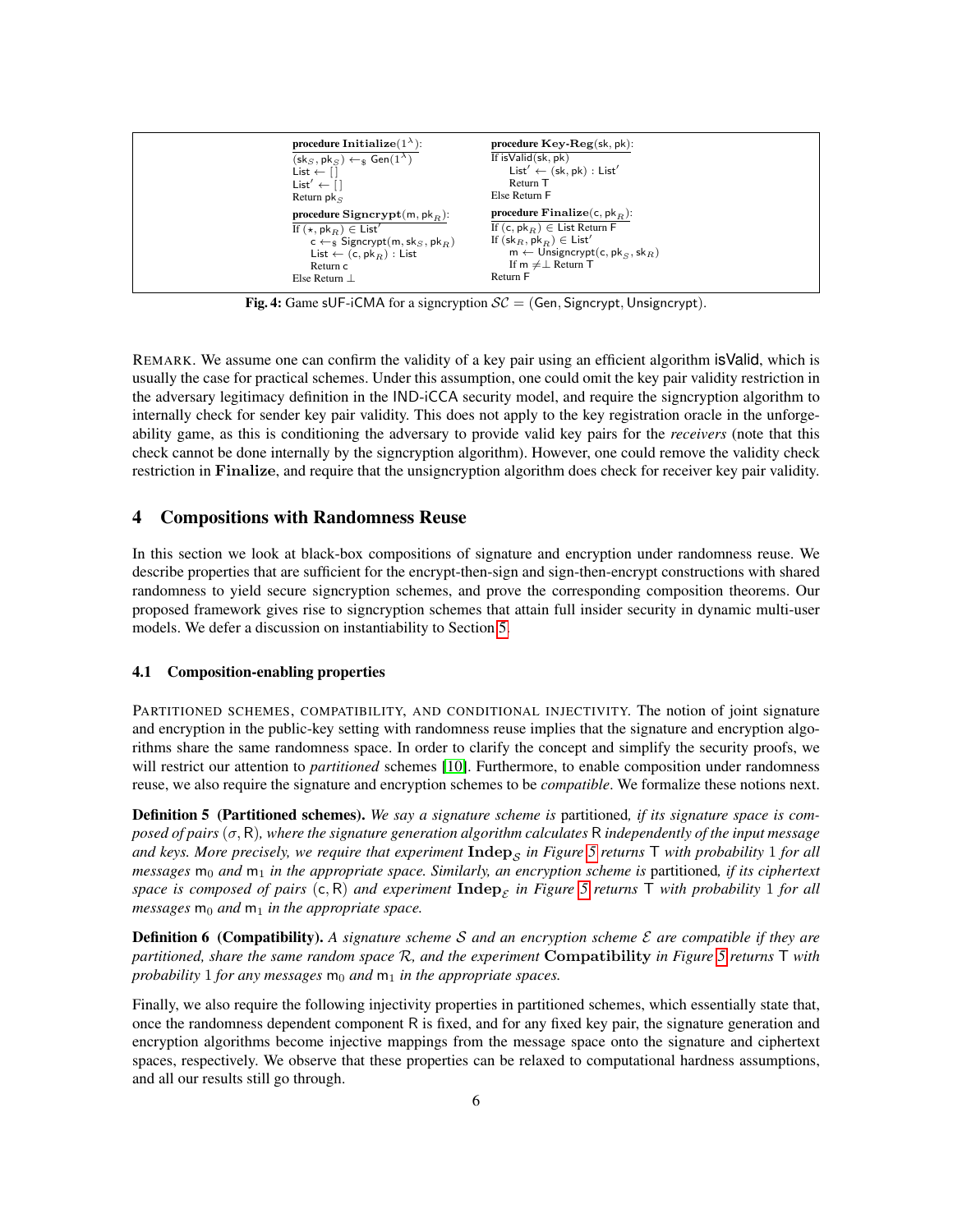```
procedure Initialize(1^λ):
(sk_S, pk_S) ←$ Gen(1^λ)
List ← []
List' ← []
Return pk_S

procedure Signcrypt(m, pk_R):
If (⋆, pk_R) ∈ List'
    c ←$ Signcrypt(m, sk_S, pk_R)
    List ← (c, pk_R) : List
    Return c
Else Return ⊥

procedure Key-Reg(sk, pk):
If isValid(sk, pk)
    List' ← (sk, pk) : List'
    Return T
Else Return F

procedure Finalize(c, pk_R):
If (c, pk_R) ∈ List Return F
If (sk_R, pk_R) ∈ List'
    m ← Unsigncrypt(c, pk_S, sk_R)
    If m ≠ ⊥ Return T
Return F
```

**Fig. 4:** Game sUF-iCMA for a signcryption $\mathcal{SC} = (\mathsf{Gen}, \mathsf{Signcrypt}, \mathsf{Unsigncrypt})$.

REMARK. We assume one can confirm the validity of a key pair using an efficient algorithm isValid, which is usually the case for practical schemes. Under this assumption, one could omit the key pair validity restriction in the adversary legitimacy definition in the IND-iCCA security model, and require the signcryption algorithm to internally check for sender key pair validity. This does not apply to the key registration oracle in the unforgeability game, as this is conditioning the adversary to provide valid key pairs for the *receivers* (note that this check cannot be done internally by the signcryption algorithm). However, one could remove the validity check restriction in **Finalize**, and require that the unsigncryption algorithm does check for receiver key pair validity.

## 4 Compositions with Randomness Reuse

In this section we look at black-box compositions of signature and encryption under randomness reuse. We describe properties that are sufficient for the encrypt-then-sign and sign-then-encrypt constructions with shared randomness to yield secure signcryption schemes, and prove the corresponding composition theorems. Our proposed framework gives rise to signcryption schemes that attain full insider security in dynamic multi-user models. We defer a discussion on instantiability to Section 5.

### 4.1 Composition-enabling properties

PARTITIONED SCHEMES, COMPATIBILITY, AND CONDITIONAL INJECTIVITY. The notion of joint signature and encryption in the public-key setting with randomness reuse implies that the signature and encryption algorithms share the same randomness space. In order to clarify the concept and simplify the security proofs, we will restrict our attention to *partitioned* schemes [10]. Furthermore, to enable composition under randomness reuse, we also require the signature and encryption schemes to be *compatible*. We formalize these notions next.

**Definition 5 (Partitioned schemes).** *We say a signature scheme is* partitioned*, if its signature space is composed of pairs* $(\sigma, \mathsf{R})$*, where the signature generation algorithm calculates* $\mathsf{R}$ *independently of the input message and keys. More precisely, we require that experiment* $\mathbf{Indep}_{\mathcal{S}}$ *in Figure 5 returns* $\mathsf{T}$ *with probability* $1$ *for all messages* $\mathsf{m}_0$ *and* $\mathsf{m}_1$ *in the appropriate space. Similarly, an encryption scheme is* partitioned*, if its ciphertext space is composed of pairs* $(\mathsf{c}, \mathsf{R})$ *and experiment* $\mathbf{Indep}_{\mathcal{E}}$ *in Figure 5 returns* $\mathsf{T}$ *with probability* $1$ *for all messages* $\mathsf{m}_0$ *and* $\mathsf{m}_1$ *in the appropriate space.*

**Definition 6 (Compatibility).** *A signature scheme* $\mathcal{S}$ *and an encryption scheme* $\mathcal{E}$ *are compatible if they are partitioned, share the same random space* $\mathcal{R}$*, and the experiment* $\mathbf{Compatibility}$ *in Figure 5 returns* $\mathsf{T}$ *with probability* $1$ *for any messages* $\mathsf{m}_0$ *and* $\mathsf{m}_1$ *in the appropriate spaces.*

Finally, we also require the following injectivity properties in partitioned schemes, which essentially state that, once the randomness dependent component $\mathsf{R}$ is fixed, and for any fixed key pair, the signature generation and encryption algorithms become injective mappings from the message space onto the signature and ciphertext spaces, respectively. We observe that these properties can be relaxed to computational hardness assumptions, and all our results still go through.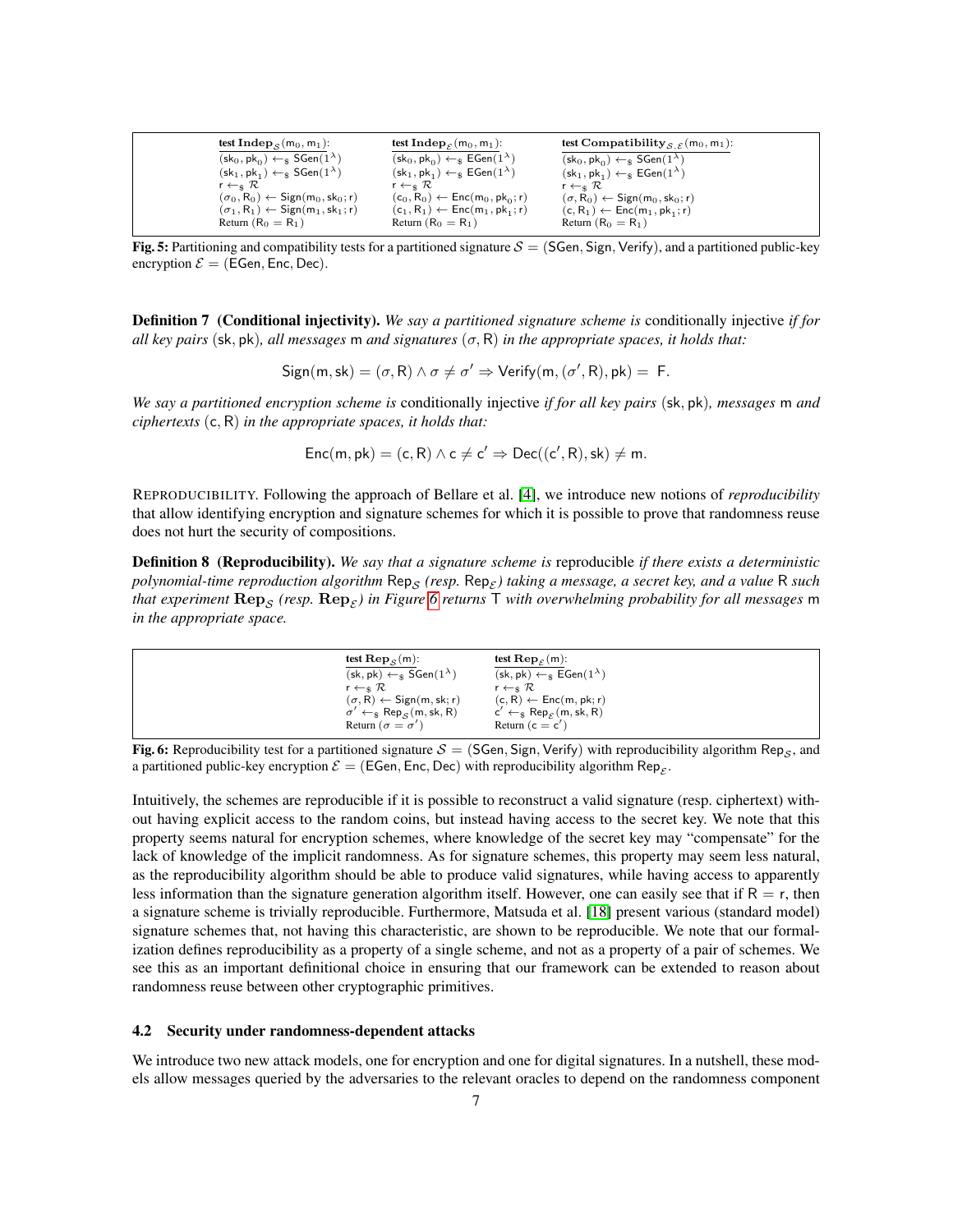| **test** $\mathbf{Indep}_{\mathcal{S}}(\mathsf{m}_0, \mathsf{m}_1)$: | **test** $\mathbf{Indep}_{\mathcal{E}}(\mathsf{m}_0, \mathsf{m}_1)$: | **test** $\mathbf{Compatibility}_{\mathcal{S},\mathcal{E}}(\mathsf{m}_0, \mathsf{m}_1)$: |
|---|---|---|
| $(\mathsf{sk}_0, \mathsf{pk}_0) \leftarrow_\$ \mathsf{SGen}(1^\lambda)$ | $(\mathsf{sk}_0, \mathsf{pk}_0) \leftarrow_\$ \mathsf{EGen}(1^\lambda)$ | $(\mathsf{sk}_0, \mathsf{pk}_0) \leftarrow_\$ \mathsf{SGen}(1^\lambda)$ |
| $(\mathsf{sk}_1, \mathsf{pk}_1) \leftarrow_\$ \mathsf{SGen}(1^\lambda)$ | $(\mathsf{sk}_1, \mathsf{pk}_1) \leftarrow_\$ \mathsf{EGen}(1^\lambda)$ | $(\mathsf{sk}_1, \mathsf{pk}_1) \leftarrow_\$ \mathsf{EGen}(1^\lambda)$ |
| $\mathsf{r} \leftarrow_\$ \mathcal{R}$ | $\mathsf{r} \leftarrow_\$ \mathcal{R}$ | $\mathsf{r} \leftarrow_\$ \mathcal{R}$ |
| $(\sigma_0, \mathsf{R}_0) \leftarrow \mathsf{Sign}(\mathsf{m}_0, \mathsf{sk}_0; \mathsf{r})$ | $(\mathsf{c}_0, \mathsf{R}_0) \leftarrow \mathsf{Enc}(\mathsf{m}_0, \mathsf{pk}_0; \mathsf{r})$ | $(\sigma, \mathsf{R}_0) \leftarrow \mathsf{Sign}(\mathsf{m}_0, \mathsf{sk}_0; \mathsf{r})$ |
| $(\sigma_1, \mathsf{R}_1) \leftarrow \mathsf{Sign}(\mathsf{m}_1, \mathsf{sk}_1; \mathsf{r})$ | $(\mathsf{c}_1, \mathsf{R}_1) \leftarrow \mathsf{Enc}(\mathsf{m}_1, \mathsf{pk}_1; \mathsf{r})$ | $(\mathsf{c}, \mathsf{R}_1) \leftarrow \mathsf{Enc}(\mathsf{m}_1, \mathsf{pk}_1; \mathsf{r})$ |
| Return $(\mathsf{R}_0 = \mathsf{R}_1)$ | Return $(\mathsf{R}_0 = \mathsf{R}_1)$ | Return $(\mathsf{R}_0 = \mathsf{R}_1)$ |

**Fig. 5:** Partitioning and compatibility tests for a partitioned signature $\mathcal{S} = (\mathsf{SGen}, \mathsf{Sign}, \mathsf{Verify})$, and a partitioned public-key encryption $\mathcal{E} = (\mathsf{EGen}, \mathsf{Enc}, \mathsf{Dec})$.

**Definition 7 (Conditional injectivity).** *We say a partitioned signature scheme is* conditionally injective *if for all key pairs* $(\mathsf{sk}, \mathsf{pk})$*, all messages* $\mathsf{m}$ *and signatures* $(\sigma, \mathsf{R})$ *in the appropriate spaces, it holds that:*

$$\mathsf{Sign}(\mathsf{m}, \mathsf{sk}) = (\sigma, \mathsf{R}) \wedge \sigma \neq \sigma' \Rightarrow \mathsf{Verify}(\mathsf{m}, (\sigma', \mathsf{R}), \mathsf{pk}) = \mathsf{F}.$$

*We say a partitioned encryption scheme is* conditionally injective *if for all key pairs* $(\mathsf{sk}, \mathsf{pk})$*, messages* $\mathsf{m}$ *and ciphertexts* $(\mathsf{c}, \mathsf{R})$ *in the appropriate spaces, it holds that:*

$$\mathsf{Enc}(\mathsf{m}, \mathsf{pk}) = (\mathsf{c}, \mathsf{R}) \wedge \mathsf{c} \neq \mathsf{c}' \Rightarrow \mathsf{Dec}((\mathsf{c}', \mathsf{R}), \mathsf{sk}) \neq \mathsf{m}.$$

REPRODUCIBILITY. Following the approach of Bellare et al. [4], we introduce new notions of *reproducibility* that allow identifying encryption and signature schemes for which it is possible to prove that randomness reuse does not hurt the security of compositions.

**Definition 8 (Reproducibility).** *We say that a signature scheme is* reproducible *if there exists a deterministic polynomial-time reproduction algorithm* $\mathsf{Rep}_{\mathcal{S}}$ *(resp.* $\mathsf{Rep}_{\mathcal{E}}$*) taking a message, a secret key, and a value* $\mathsf{R}$ *such that experiment* $\mathbf{Rep}_{\mathcal{S}}$ *(resp.* $\mathbf{Rep}_{\mathcal{E}}$*) in Figure 6 returns* $\mathsf{T}$ *with overwhelming probability for all messages* $\mathsf{m}$ *in the appropriate space.*

| **test** $\mathbf{Rep}_{\mathcal{S}}(\mathsf{m})$: | **test** $\mathbf{Rep}_{\mathcal{E}}(\mathsf{m})$: |
|---|---|
| $(\mathsf{sk}, \mathsf{pk}) \leftarrow_\$ \mathsf{SGen}(1^\lambda)$ | $(\mathsf{sk}, \mathsf{pk}) \leftarrow_\$ \mathsf{EGen}(1^\lambda)$ |
| $\mathsf{r} \leftarrow_\$ \mathcal{R}$ | $\mathsf{r} \leftarrow_\$ \mathcal{R}$ |
| $(\sigma, \mathsf{R}) \leftarrow \mathsf{Sign}(\mathsf{m}, \mathsf{sk}; \mathsf{r})$ | $(\mathsf{c}, \mathsf{R}) \leftarrow \mathsf{Enc}(\mathsf{m}, \mathsf{pk}; \mathsf{r})$ |
| $\sigma' \leftarrow_\$ \mathsf{Rep}_{\mathcal{S}}(\mathsf{m}, \mathsf{sk}, \mathsf{R})$ | $\mathsf{c}' \leftarrow_\$ \mathsf{Rep}_{\mathcal{E}}(\mathsf{m}, \mathsf{sk}, \mathsf{R})$ |
| Return $(\sigma = \sigma')$ | Return $(\mathsf{c} = \mathsf{c}')$ |

**Fig. 6:** Reproducibility test for a partitioned signature $\mathcal{S} = (\mathsf{SGen}, \mathsf{Sign}, \mathsf{Verify})$ with reproducibility algorithm $\mathsf{Rep}_{\mathcal{S}}$, and a partitioned public-key encryption $\mathcal{E} = (\mathsf{EGen}, \mathsf{Enc}, \mathsf{Dec})$ with reproducibility algorithm $\mathsf{Rep}_{\mathcal{E}}$.

Intuitively, the schemes are reproducible if it is possible to reconstruct a valid signature (resp. ciphertext) without having explicit access to the random coins, but instead having access to the secret key. We note that this property seems natural for encryption schemes, where knowledge of the secret key may "compensate" for the lack of knowledge of the implicit randomness. As for signature schemes, this property may seem less natural, as the reproducibility algorithm should be able to produce valid signatures, while having access to apparently less information than the signature generation algorithm itself. However, one can easily see that if $\mathsf{R} = \mathsf{r}$, then a signature scheme is trivially reproducible. Furthermore, Matsuda et al. [18] present various (standard model) signature schemes that, not having this characteristic, are shown to be reproducible. We note that our formalization defines reproducibility as a property of a single scheme, and not as a property of a pair of schemes. We see this as an important definitional choice in ensuring that our framework can be extended to reason about randomness reuse between other cryptographic primitives.

### 4.2 Security under randomness-dependent attacks

We introduce two new attack models, one for encryption and one for digital signatures. In a nutshell, these models allow messages queried by the adversaries to the relevant oracles to depend on the randomness component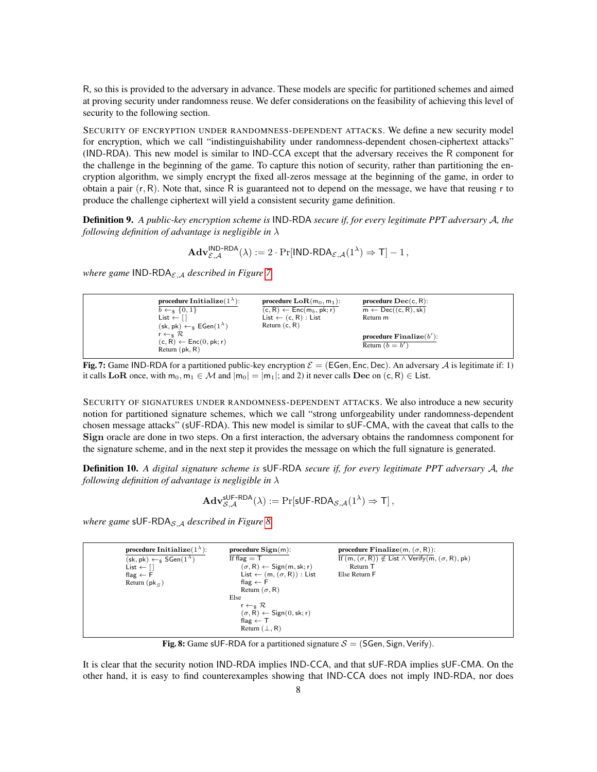R, so this is provided to the adversary in advance. These models are specific for partitioned schemes and aimed at proving security under randomness reuse. We defer considerations on the feasibility of achieving this level of security to the following section.

SECURITY OF ENCRYPTION UNDER RANDOMNESS-DEPENDENT ATTACKS. We define a new security model for encryption, which we call "indistinguishability under randomness-dependent chosen-ciphertext attacks" (IND-RDA). This new model is similar to IND-CCA except that the adversary receives the R component for the challenge in the beginning of the game. To capture this notion of security, rather than partitioning the encryption algorithm, we simply encrypt the fixed all-zeros message at the beginning of the game, in order to obtain a pair (r, R). Note that, since R is guaranteed not to depend on the message, we have that reusing r to produce the challenge ciphertext will yield a consistent security game definition.

**Definition 9.** *A public-key encryption scheme is* IND-RDA *secure if, for every legitimate PPT adversary $\mathcal{A}$, the following definition of advantage is negligible in $\lambda$*

$$\mathbf{Adv}^{\mathsf{IND\text{-}RDA}}_{\mathcal{E},\mathcal{A}}(\lambda) := 2 \cdot \Pr[\mathsf{IND\text{-}RDA}_{\mathcal{E},\mathcal{A}}(1^\lambda) \Rightarrow \mathsf{T}] - 1\,,$$

*where game* $\mathsf{IND\text{-}RDA}_{\mathcal{E},\mathcal{A}}$ *described in Figure 7.*

```
procedure Initialize(1^λ):        procedure LoR(m_0, m_1):           procedure Dec(c, R):
  b ←$ {0,1}                        (c, R) ← Enc(m_b, pk; r)           m ← Dec((c, R), sk)
  List ← []                         List ← (c, R) : List               Return m
  (sk, pk) ←$ EGen(1^λ)             Return (c, R)
  r ←$ 𝓡                                                              procedure Finalize(b'):
  (c, R) ← Enc(0, pk; r)                                               Return (b = b')
  Return (pk, R)
```

**Fig. 7:** Game IND-RDA for a partitioned public-key encryption $\mathcal{E} = (\mathsf{EGen}, \mathsf{Enc}, \mathsf{Dec})$. An adversary $\mathcal{A}$ is legitimate if: 1) it calls **LoR** once, with $\mathsf{m}_0, \mathsf{m}_1 \in \mathcal{M}$ and $|\mathsf{m}_0| = |\mathsf{m}_1|$; and 2) it never calls **Dec** on $(\mathsf{c}, \mathsf{R}) \in \mathsf{List}$.

SECURITY OF SIGNATURES UNDER RANDOMNESS-DEPENDENT ATTACKS. We also introduce a new security notion for partitioned signature schemes, which we call "strong unforgeability under randomness-dependent chosen message attacks" (sUF-RDA). This new model is similar to sUF-CMA, with the caveat that calls to the **Sign** oracle are done in two steps. On a first interaction, the adversary obtains the randomness component for the signature scheme, and in the next step it provides the message on which the full signature is generated.

**Definition 10.** *A digital signature scheme is* sUF-RDA *secure if, for every legitimate PPT adversary $\mathcal{A}$, the following definition of advantage is negligible in $\lambda$*

$$\mathbf{Adv}^{\mathsf{sUF\text{-}RDA}}_{\mathcal{S},\mathcal{A}}(\lambda) := \Pr[\mathsf{sUF\text{-}RDA}_{\mathcal{S},\mathcal{A}}(1^\lambda) \Rightarrow \mathsf{T}]\,,$$

*where game* $\mathsf{sUF\text{-}RDA}_{\mathcal{S},\mathcal{A}}$ *described in Figure 8.*

```
procedure Initialize(1^λ):        procedure Sign(m):                   procedure Finalize(m, (σ, R)):
  (sk, pk) ←$ SGen(1^λ)             If flag = T                          If (m, (σ, R)) ∉ List ∧ Verify(m, (σ, R), pk)
  List ← []                           (σ, R) ← Sign(m, sk; r)              Return T
  flag ← F                            List ← (m, (σ, R)) : List          Else Return F
  Return (pk_S)                       flag ← F
                                      Return (σ, R)
                                    Else
                                      r ←$ 𝓡
                                      (σ, R) ← Sign(0, sk; r)
                                      flag ← T
                                      Return (⊥, R)
```

**Fig. 8:** Game sUF-RDA for a partitioned signature $\mathcal{S} = (\mathsf{SGen}, \mathsf{Sign}, \mathsf{Verify})$.

It is clear that the security notion IND-RDA implies IND-CCA, and that sUF-RDA implies sUF-CMA. On the other hand, it is easy to find counterexamples showing that IND-CCA does not imply IND-RDA, nor does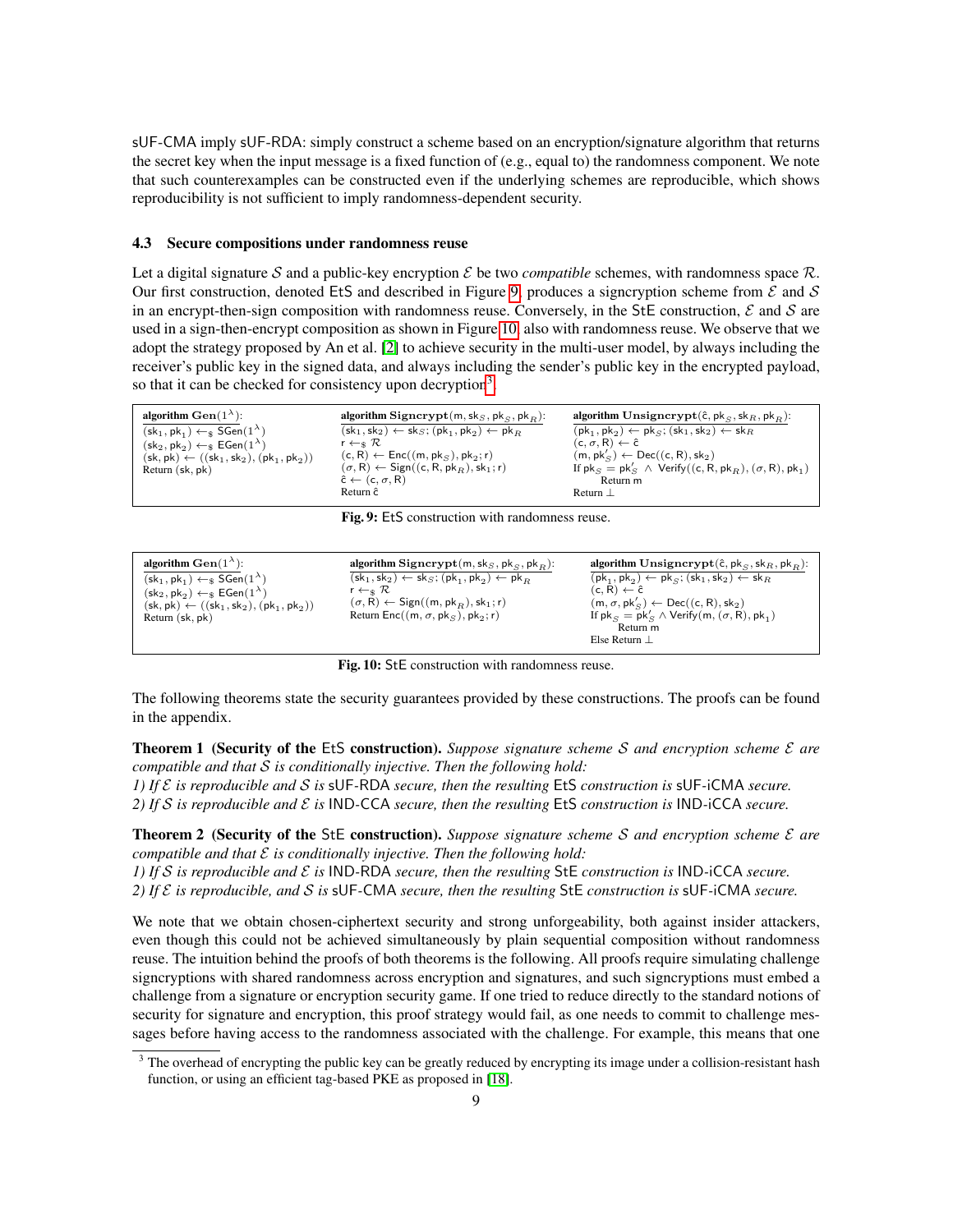sUF-CMA imply sUF-RDA: simply construct a scheme based on an encryption/signature algorithm that returns the secret key when the input message is a fixed function of (e.g., equal to) the randomness component. We note that such counterexamples can be constructed even if the underlying schemes are reproducible, which shows reproducibility is not sufficient to imply randomness-dependent security.

### 4.3 Secure compositions under randomness reuse

Let a digital signature $\mathcal{S}$ and a public-key encryption $\mathcal{E}$ be two *compatible* schemes, with randomness space $\mathcal{R}$. Our first construction, denoted EtS and described in Figure 9, produces a signcryption scheme from $\mathcal{E}$ and $\mathcal{S}$ in an encrypt-then-sign composition with randomness reuse. Conversely, in the StE construction, $\mathcal{E}$ and $\mathcal{S}$ are used in a sign-then-encrypt composition as shown in Figure 10, also with randomness reuse. We observe that we adopt the strategy proposed by An et al. [2] to achieve security in the multi-user model, by always including the receiver's public key in the signed data, and always including the sender's public key in the encrypted payload, so that it can be checked for consistency upon decryption[3].

```
algorithm Gen(1^λ):
  (sk1, pk1) ←$ SGen(1^λ)
  (sk2, pk2) ←$ EGen(1^λ)
  (sk, pk) ← ((sk1, sk2), (pk1, pk2))
  Return (sk, pk)

algorithm Signcrypt(m, sk_S, pk_S, pk_R):
  (sk1, sk2) ← sk_S; (pk1, pk2) ← pk_R
  r ←$ R
  (c, R) ← Enc((m, pk_S), pk2; r)
  (σ, R) ← Sign((c, R, pk_R), sk1; r)
  ĉ ← (c, σ, R)
  Return ĉ

algorithm Unsigncrypt(ĉ, pk_S, sk_R, pk_R):
  (pk1, pk2) ← pk_S; (sk1, sk2) ← sk_R
  (c, σ, R) ← ĉ
  (m, pk'_S) ← Dec((c, R), sk2)
  If pk_S = pk'_S ∧ Verify((c, R, pk_R), (σ, R), pk1)
    Return m
  Return ⊥
```

**Fig. 9:** EtS construction with randomness reuse.

```
algorithm Gen(1^λ):
  (sk1, pk1) ←$ SGen(1^λ)
  (sk2, pk2) ←$ EGen(1^λ)
  (sk, pk) ← ((sk1, sk2), (pk1, pk2))
  Return (sk, pk)

algorithm Signcrypt(m, sk_S, pk_S, pk_R):
  (sk1, sk2) ← sk_S; (pk1, pk2) ← pk_R
  r ←$ R
  (σ, R) ← Sign((m, pk_R), sk1; r)
  Return Enc((m, σ, pk_S), pk2; r)

algorithm Unsigncrypt(ĉ, pk_S, sk_R, pk_R):
  (pk1, pk2) ← pk_S; (sk1, sk2) ← sk_R
  (c, R) ← ĉ
  (m, σ, pk'_S) ← Dec((c, R), sk2)
  If pk_S = pk'_S ∧ Verify(m, (σ, R), pk1)
    Return m
  Else Return ⊥
```

**Fig. 10:** StE construction with randomness reuse.

The following theorems state the security guarantees provided by these constructions. The proofs can be found in the appendix.

**Theorem 1 (Security of the EtS construction).** *Suppose signature scheme $\mathcal{S}$ and encryption scheme $\mathcal{E}$ are compatible and that $\mathcal{S}$ is conditionally injective. Then the following hold:*
*1) If $\mathcal{E}$ is reproducible and $\mathcal{S}$ is sUF-RDA secure, then the resulting EtS construction is sUF-iCMA secure.*
*2) If $\mathcal{S}$ is reproducible and $\mathcal{E}$ is IND-CCA secure, then the resulting EtS construction is IND-iCCA secure.*

**Theorem 2 (Security of the StE construction).** *Suppose signature scheme $\mathcal{S}$ and encryption scheme $\mathcal{E}$ are compatible and that $\mathcal{E}$ is conditionally injective. Then the following hold:*
*1) If $\mathcal{S}$ is reproducible and $\mathcal{E}$ is IND-RDA secure, then the resulting StE construction is IND-iCCA secure.*
*2) If $\mathcal{E}$ is reproducible, and $\mathcal{S}$ is sUF-CMA secure, then the resulting StE construction is sUF-iCMA secure.*

We note that we obtain chosen-ciphertext security and strong unforgeability, both against insider attackers, even though this could not be achieved simultaneously by plain sequential composition without randomness reuse. The intuition behind the proofs of both theorems is the following. All proofs require simulating challenge signcryptions with shared randomness across encryption and signatures, and such signcryptions must embed a challenge from a signature or encryption security game. If one tried to reduce directly to the standard notions of security for signature and encryption, this proof strategy would fail, as one needs to commit to challenge messages before having access to the randomness associated with the challenge. For example, this means that one

[3] The overhead of encrypting the public key can be greatly reduced by encrypting its image under a collision-resistant hash function, or using an efficient tag-based PKE as proposed in [18].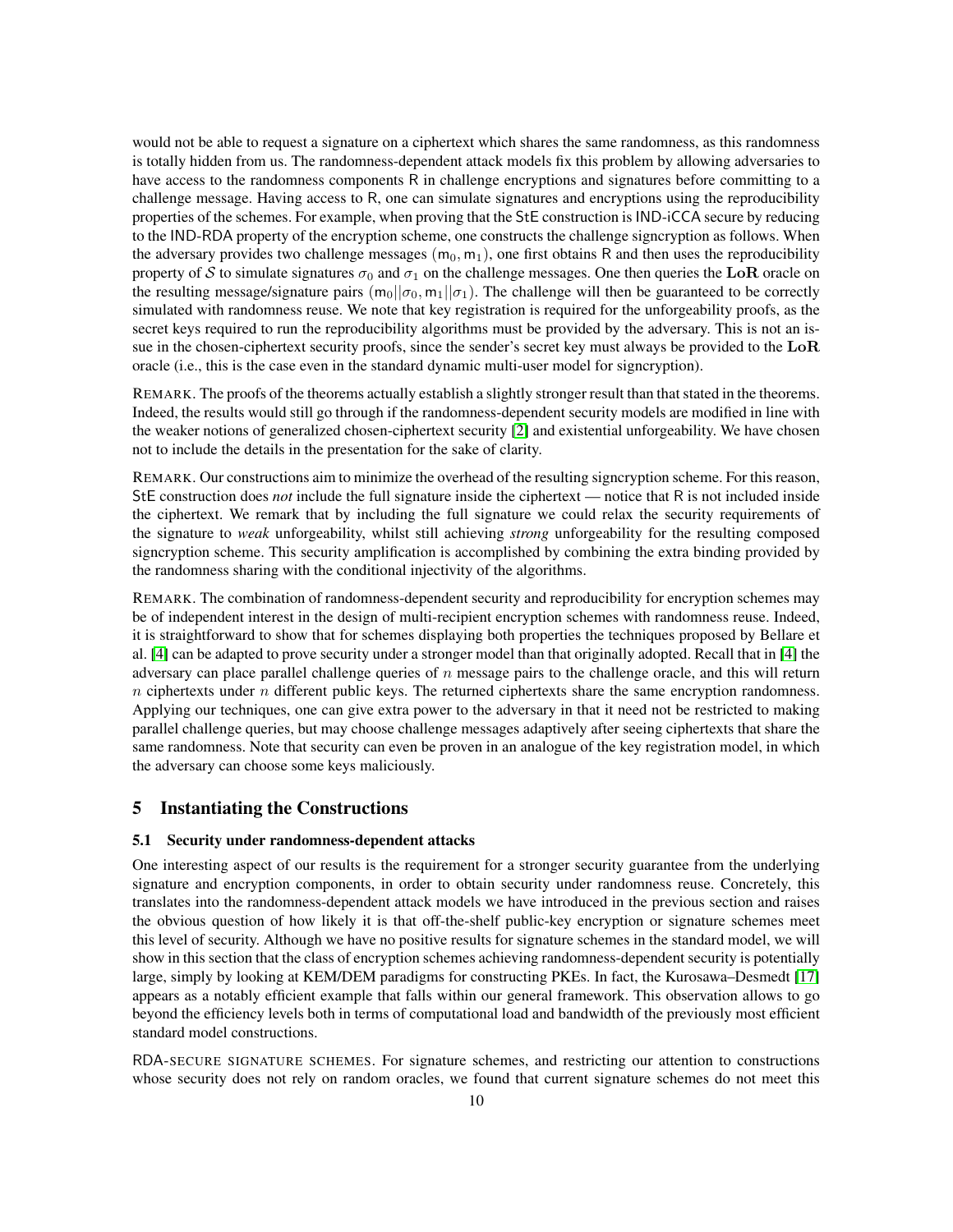would not be able to request a signature on a ciphertext which shares the same randomness, as this randomness is totally hidden from us. The randomness-dependent attack models fix this problem by allowing adversaries to have access to the randomness components $\mathsf{R}$ in challenge encryptions and signatures before committing to a challenge message. Having access to $\mathsf{R}$, one can simulate signatures and encryptions using the reproducibility properties of the schemes. For example, when proving that the StE construction is IND-iCCA secure by reducing to the IND-RDA property of the encryption scheme, one constructs the challenge signcryption as follows. When the adversary provides two challenge messages $(\mathsf{m}_0, \mathsf{m}_1)$, one first obtains $\mathsf{R}$ and then uses the reproducibility property of $\mathcal{S}$ to simulate signatures $\sigma_0$ and $\sigma_1$ on the challenge messages. One then queries the $\mathbf{LoR}$ oracle on the resulting message/signature pairs $(\mathsf{m}_0||\sigma_0, \mathsf{m}_1||\sigma_1)$. The challenge will then be guaranteed to be correctly simulated with randomness reuse. We note that key registration is required for the unforgeability proofs, as the secret keys required to run the reproducibility algorithms must be provided by the adversary. This is not an issue in the chosen-ciphertext security proofs, since the sender's secret key must always be provided to the $\mathbf{LoR}$ oracle (i.e., this is the case even in the standard dynamic multi-user model for signcryption).

REMARK. The proofs of the theorems actually establish a slightly stronger result than that stated in the theorems. Indeed, the results would still go through if the randomness-dependent security models are modified in line with the weaker notions of generalized chosen-ciphertext security [2] and existential unforgeability. We have chosen not to include the details in the presentation for the sake of clarity.

REMARK. Our constructions aim to minimize the overhead of the resulting signcryption scheme. For this reason, StE construction does *not* include the full signature inside the ciphertext — notice that $\mathsf{R}$ is not included inside the ciphertext. We remark that by including the full signature we could relax the security requirements of the signature to *weak* unforgeability, whilst still achieving *strong* unforgeability for the resulting composed signcryption scheme. This security amplification is accomplished by combining the extra binding provided by the randomness sharing with the conditional injectivity of the algorithms.

REMARK. The combination of randomness-dependent security and reproducibility for encryption schemes may be of independent interest in the design of multi-recipient encryption schemes with randomness reuse. Indeed, it is straightforward to show that for schemes displaying both properties the techniques proposed by Bellare et al. [4] can be adapted to prove security under a stronger model than that originally adopted. Recall that in [4] the adversary can place parallel challenge queries of $n$ message pairs to the challenge oracle, and this will return $n$ ciphertexts under $n$ different public keys. The returned ciphertexts share the same encryption randomness. Applying our techniques, one can give extra power to the adversary in that it need not be restricted to making parallel challenge queries, but may choose challenge messages adaptively after seeing ciphertexts that share the same randomness. Note that security can even be proven in an analogue of the key registration model, in which the adversary can choose some keys maliciously.

## 5 Instantiating the Constructions

### 5.1 Security under randomness-dependent attacks

One interesting aspect of our results is the requirement for a stronger security guarantee from the underlying signature and encryption components, in order to obtain security under randomness reuse. Concretely, this translates into the randomness-dependent attack models we have introduced in the previous section and raises the obvious question of how likely it is that off-the-shelf public-key encryption or signature schemes meet this level of security. Although we have no positive results for signature schemes in the standard model, we will show in this section that the class of encryption schemes achieving randomness-dependent security is potentially large, simply by looking at KEM/DEM paradigms for constructing PKEs. In fact, the Kurosawa–Desmedt [17] appears as a notably efficient example that falls within our general framework. This observation allows to go beyond the efficiency levels both in terms of computational load and bandwidth of the previously most efficient standard model constructions.

RDA-SECURE SIGNATURE SCHEMES. For signature schemes, and restricting our attention to constructions whose security does not rely on random oracles, we found that current signature schemes do not meet this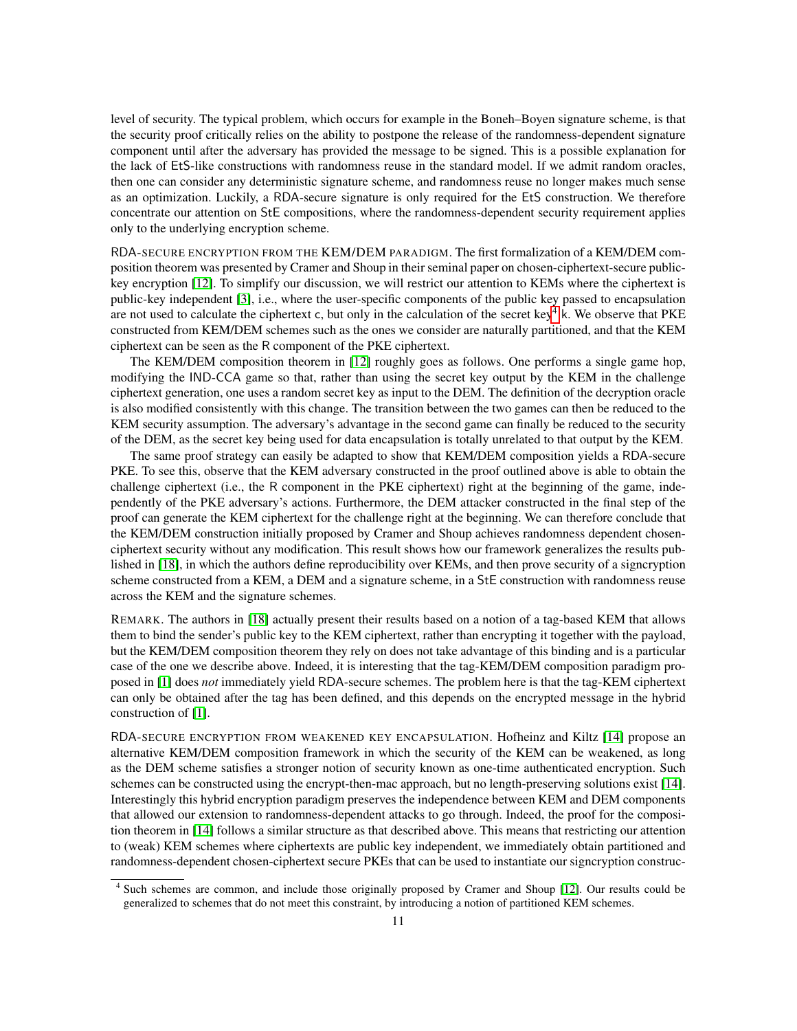level of security. The typical problem, which occurs for example in the Boneh–Boyen signature scheme, is that the security proof critically relies on the ability to postpone the release of the randomness-dependent signature component until after the adversary has provided the message to be signed. This is a possible explanation for the lack of EtS-like constructions with randomness reuse in the standard model. If we admit random oracles, then one can consider any deterministic signature scheme, and randomness reuse no longer makes much sense as an optimization. Luckily, a RDA-secure signature is only required for the EtS construction. We therefore concentrate our attention on StE compositions, where the randomness-dependent security requirement applies only to the underlying encryption scheme.

RDA-SECURE ENCRYPTION FROM THE KEM/DEM PARADIGM. The first formalization of a KEM/DEM composition theorem was presented by Cramer and Shoup in their seminal paper on chosen-ciphertext-secure public-key encryption [12]. To simplify our discussion, we will restrict our attention to KEMs where the ciphertext is public-key independent [3], i.e., where the user-specific components of the public key passed to encapsulation are not used to calculate the ciphertext c, but only in the calculation of the secret key[4] k. We observe that PKE constructed from KEM/DEM schemes such as the ones we consider are naturally partitioned, and that the KEM ciphertext can be seen as the R component of the PKE ciphertext.

The KEM/DEM composition theorem in [12] roughly goes as follows. One performs a single game hop, modifying the IND-CCA game so that, rather than using the secret key output by the KEM in the challenge ciphertext generation, one uses a random secret key as input to the DEM. The definition of the decryption oracle is also modified consistently with this change. The transition between the two games can then be reduced to the KEM security assumption. The adversary's advantage in the second game can finally be reduced to the security of the DEM, as the secret key being used for data encapsulation is totally unrelated to that output by the KEM.

The same proof strategy can easily be adapted to show that KEM/DEM composition yields a RDA-secure PKE. To see this, observe that the KEM adversary constructed in the proof outlined above is able to obtain the challenge ciphertext (i.e., the R component in the PKE ciphertext) right at the beginning of the game, independently of the PKE adversary's actions. Furthermore, the DEM attacker constructed in the final step of the proof can generate the KEM ciphertext for the challenge right at the beginning. We can therefore conclude that the KEM/DEM construction initially proposed by Cramer and Shoup achieves randomness dependent chosen-ciphertext security without any modification. This result shows how our framework generalizes the results published in [18], in which the authors define reproducibility over KEMs, and then prove security of a signcryption scheme constructed from a KEM, a DEM and a signature scheme, in a StE construction with randomness reuse across the KEM and the signature schemes.

REMARK. The authors in [18] actually present their results based on a notion of a tag-based KEM that allows them to bind the sender's public key to the KEM ciphertext, rather than encrypting it together with the payload, but the KEM/DEM composition theorem they rely on does not take advantage of this binding and is a particular case of the one we describe above. Indeed, it is interesting that the tag-KEM/DEM composition paradigm proposed in [1] does *not* immediately yield RDA-secure schemes. The problem here is that the tag-KEM ciphertext can only be obtained after the tag has been defined, and this depends on the encrypted message in the hybrid construction of [1].

RDA-SECURE ENCRYPTION FROM WEAKENED KEY ENCAPSULATION. Hofheinz and Kiltz [14] propose an alternative KEM/DEM composition framework in which the security of the KEM can be weakened, as long as the DEM scheme satisfies a stronger notion of security known as one-time authenticated encryption. Such schemes can be constructed using the encrypt-then-mac approach, but no length-preserving solutions exist [14]. Interestingly this hybrid encryption paradigm preserves the independence between KEM and DEM components that allowed our extension to randomness-dependent attacks to go through. Indeed, the proof for the composition theorem in [14] follows a similar structure as that described above. This means that restricting our attention to (weak) KEM schemes where ciphertexts are public key independent, we immediately obtain partitioned and randomness-dependent chosen-ciphertext secure PKEs that can be used to instantiate our signcryption construc-

[4] Such schemes are common, and include those originally proposed by Cramer and Shoup [12]. Our results could be generalized to schemes that do not meet this constraint, by introducing a notion of partitioned KEM schemes.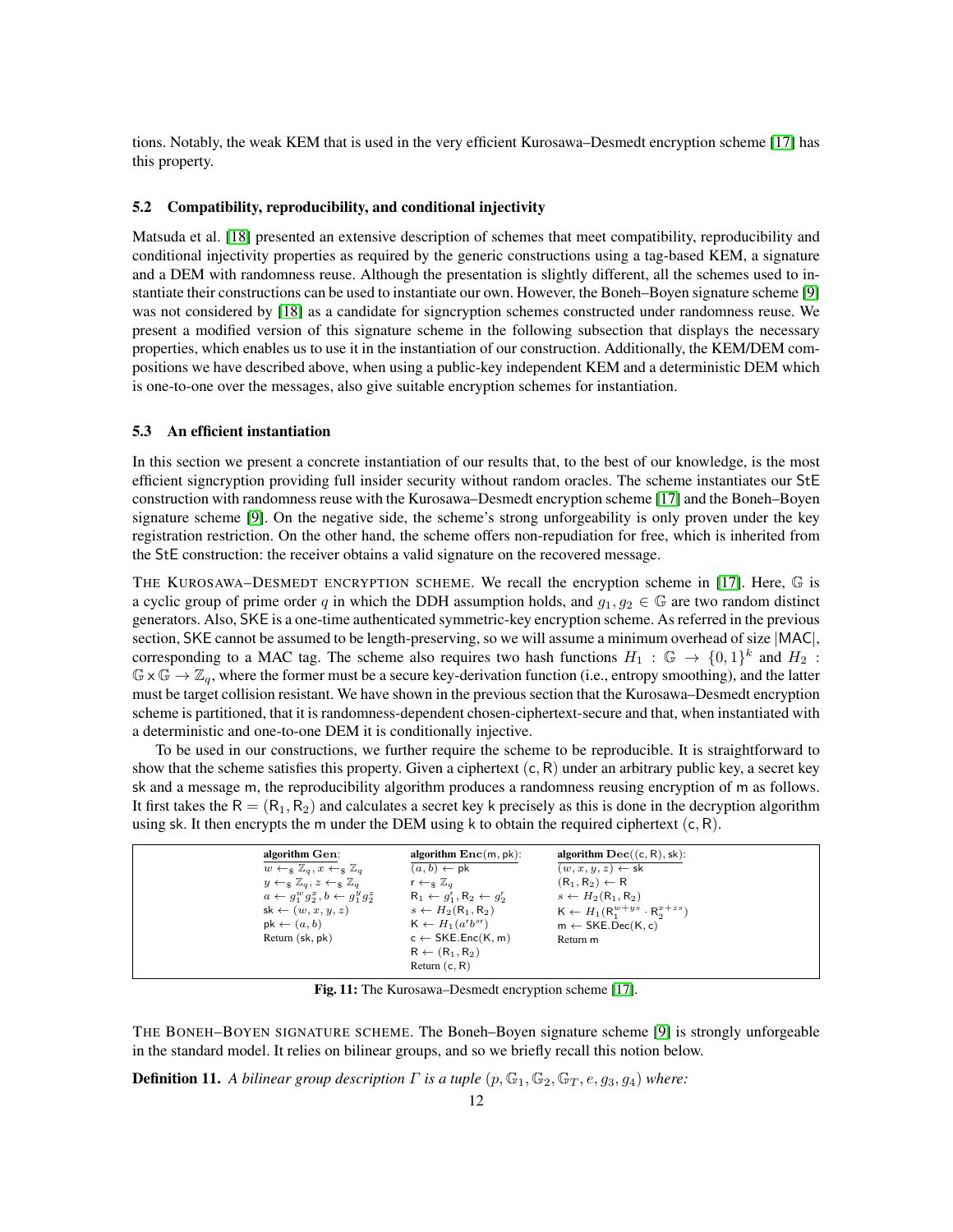tions. Notably, the weak KEM that is used in the very efficient Kurosawa–Desmedt encryption scheme [17] has this property.

### 5.2 Compatibility, reproducibility, and conditional injectivity

Matsuda et al. [18] presented an extensive description of schemes that meet compatibility, reproducibility and conditional injectivity properties as required by the generic constructions using a tag-based KEM, a signature and a DEM with randomness reuse. Although the presentation is slightly different, all the schemes used to instantiate their constructions can be used to instantiate our own. However, the Boneh–Boyen signature scheme [9] was not considered by [18] as a candidate for signcryption schemes constructed under randomness reuse. We present a modified version of this signature scheme in the following subsection that displays the necessary properties, which enables us to use it in the instantiation of our construction. Additionally, the KEM/DEM compositions we have described above, when using a public-key independent KEM and a deterministic DEM which is one-to-one over the messages, also give suitable encryption schemes for instantiation.

### 5.3 An efficient instantiation

In this section we present a concrete instantiation of our results that, to the best of our knowledge, is the most efficient signcryption providing full insider security without random oracles. The scheme instantiates our StE construction with randomness reuse with the Kurosawa–Desmedt encryption scheme [17] and the Boneh–Boyen signature scheme [9]. On the negative side, the scheme's strong unforgeability is only proven under the key registration restriction. On the other hand, the scheme offers non-repudiation for free, which is inherited from the StE construction: the receiver obtains a valid signature on the recovered message.

THE KUROSAWA–DESMEDT ENCRYPTION SCHEME. We recall the encryption scheme in [17]. Here, $\mathbb{G}$ is a cyclic group of prime order $q$ in which the DDH assumption holds, and $g_1, g_2 \in \mathbb{G}$ are two random distinct generators. Also, SKE is a one-time authenticated symmetric-key encryption scheme. As referred in the previous section, SKE cannot be assumed to be length-preserving, so we will assume a minimum overhead of size $|\mathsf{MAC}|$, corresponding to a MAC tag. The scheme also requires two hash functions $H_1 : \mathbb{G} \to \{0,1\}^k$ and $H_2 : \mathbb{G} \times \mathbb{G} \to \mathbb{Z}_q$, where the former must be a secure key-derivation function (i.e., entropy smoothing), and the latter must be target collision resistant. We have shown in the previous section that the Kurosawa–Desmedt encryption scheme is partitioned, that it is randomness-dependent chosen-ciphertext-secure and that, when instantiated with a deterministic and one-to-one DEM it is conditionally injective.

To be used in our constructions, we further require the scheme to be reproducible. It is straightforward to show that the scheme satisfies this property. Given a ciphertext $(\mathsf{c}, \mathsf{R})$ under an arbitrary public key, a secret key sk and a message m, the reproducibility algorithm produces a randomness reusing encryption of m as follows. It first takes the $\mathsf{R} = (\mathsf{R}_1, \mathsf{R}_2)$ and calculates a secret key k precisely as this is done in the decryption algorithm using sk. It then encrypts the m under the DEM using k to obtain the required ciphertext $(\mathsf{c}, \mathsf{R})$.

| **algorithm Gen**: | **algorithm Enc**(m, pk): | **algorithm Dec**((c, R), sk): |
|---|---|---|
| $w \leftarrow_\$ \mathbb{Z}_q, x \leftarrow_\$ \mathbb{Z}_q$ | $(a, b) \leftarrow \mathsf{pk}$ | $(w, x, y, z) \leftarrow \mathsf{sk}$ |
| $y \leftarrow_\$ \mathbb{Z}_q, z \leftarrow_\$ \mathbb{Z}_q$ | $\mathsf{r} \leftarrow_\$ \mathbb{Z}_q$ | $(\mathsf{R}_1, \mathsf{R}_2) \leftarrow \mathsf{R}$ |
| $a \leftarrow g_1^w g_2^x, b \leftarrow g_1^y g_2^z$ | $\mathsf{R}_1 \leftarrow g_1^\mathsf{r}, \mathsf{R}_2 \leftarrow g_2^\mathsf{r}$ | $s \leftarrow H_2(\mathsf{R}_1, \mathsf{R}_2)$ |
| $\mathsf{sk} \leftarrow (w, x, y, z)$ | $s \leftarrow H_2(\mathsf{R}_1, \mathsf{R}_2)$ | $\mathsf{K} \leftarrow H_1(\mathsf{R}_1^{w+ys} \cdot \mathsf{R}_2^{x+zs})$ |
| $\mathsf{pk} \leftarrow (a, b)$ | $\mathsf{K} \leftarrow H_1(a^\mathsf{r} b^{s\mathsf{r}})$ | $\mathsf{m} \leftarrow \mathsf{SKE.Dec}(\mathsf{K}, \mathsf{c})$ |
| Return (sk, pk) | $\mathsf{c} \leftarrow \mathsf{SKE.Enc}(\mathsf{K}, \mathsf{m})$ | Return m |
| | $\mathsf{R} \leftarrow (\mathsf{R}_1, \mathsf{R}_2)$ | |
| | Return (c, R) | |

**Fig. 11:** The Kurosawa–Desmedt encryption scheme [17].

THE BONEH–BOYEN SIGNATURE SCHEME. The Boneh–Boyen signature scheme [9] is strongly unforgeable in the standard model. It relies on bilinear groups, and so we briefly recall this notion below.

**Definition 11.** *A bilinear group description $\Gamma$ is a tuple $(p, \mathbb{G}_1, \mathbb{G}_2, \mathbb{G}_T, e, g_3, g_4)$ where:*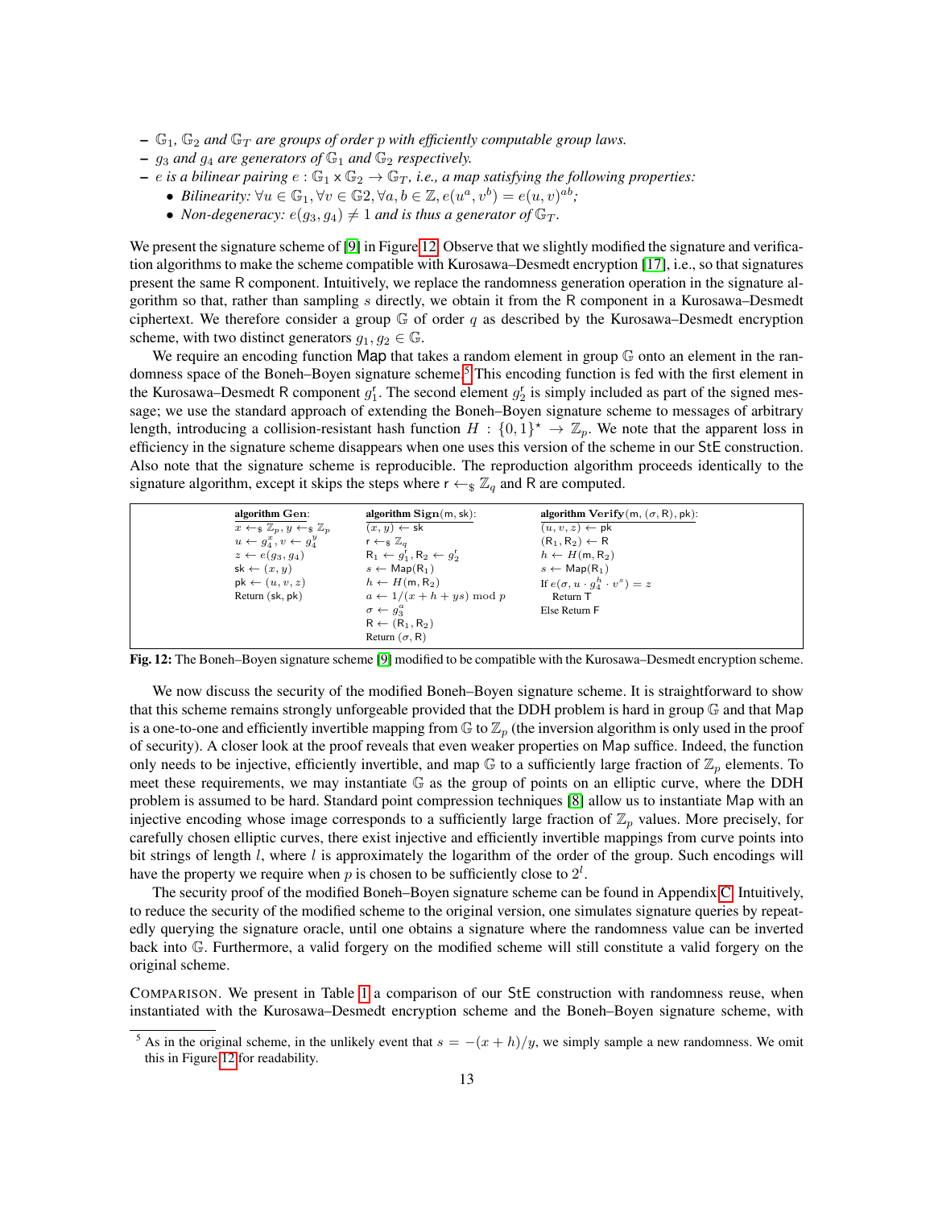- $\mathbb{G}_1$, $\mathbb{G}_2$ *and* $\mathbb{G}_T$ *are groups of order* $p$ *with efficiently computable group laws.*
- $g_3$ *and* $g_4$ *are generators of* $\mathbb{G}_1$ *and* $\mathbb{G}_2$ *respectively.*
- $e$ *is a bilinear pairing* $e : \mathbb{G}_1 \times \mathbb{G}_2 \to \mathbb{G}_T$*, i.e., a map satisfying the following properties:*
  - *Bilinearity:* $\forall u \in \mathbb{G}_1, \forall v \in \mathbb{G}2, \forall a, b \in \mathbb{Z}, e(u^a, v^b) = e(u, v)^{ab}$*;*
  - *Non-degeneracy:* $e(g_3, g_4) \neq 1$ *and is thus a generator of* $\mathbb{G}_T$*.*

We present the signature scheme of [9] in Figure 12. Observe that we slightly modified the signature and verification algorithms to make the scheme compatible with Kurosawa–Desmedt encryption [17], i.e., so that signatures present the same R component. Intuitively, we replace the randomness generation operation in the signature algorithm so that, rather than sampling $s$ directly, we obtain it from the R component in a Kurosawa–Desmedt ciphertext. We therefore consider a group $\mathbb{G}$ of order $q$ as described by the Kurosawa–Desmedt encryption scheme, with two distinct generators $g_1, g_2 \in \mathbb{G}$.

We require an encoding function Map that takes a random element in group $\mathbb{G}$ onto an element in the randomness space of the Boneh–Boyen signature scheme.[5] This encoding function is fed with the first element in the Kurosawa–Desmedt R component $g_1^{\mathsf{r}}$. The second element $g_2^{\mathsf{r}}$ is simply included as part of the signed message; we use the standard approach of extending the Boneh–Boyen signature scheme to messages of arbitrary length, introducing a collision-resistant hash function $H : \{0,1\}^\star \to \mathbb{Z}_p$. We note that the apparent loss in efficiency in the signature scheme disappears when one uses this version of the scheme in our StE construction. Also note that the signature scheme is reproducible. The reproduction algorithm proceeds identically to the signature algorithm, except it skips the steps where $\mathsf{r} \leftarrow_\$ \mathbb{Z}_q$ and R are computed.

| **algorithm Gen**: | **algorithm Sign**(m, sk): | **algorithm Verify**(m, $(\sigma, \mathsf{R})$, pk): |
|---|---|---|
| $x \leftarrow_\$ \mathbb{Z}_p, y \leftarrow_\$ \mathbb{Z}_p$ | $(x, y) \leftarrow \mathsf{sk}$ | $(u, v, z) \leftarrow \mathsf{pk}$ |
| $u \leftarrow g_4^x, v \leftarrow g_4^y$ | $\mathsf{r} \leftarrow_\$ \mathbb{Z}_q$ | $(\mathsf{R}_1, \mathsf{R}_2) \leftarrow \mathsf{R}$ |
| $z \leftarrow e(g_3, g_4)$ | $\mathsf{R}_1 \leftarrow g_1^{\mathsf{r}}, \mathsf{R}_2 \leftarrow g_2^{\mathsf{r}}$ | $h \leftarrow H(\mathsf{m}, \mathsf{R}_2)$ |
| $\mathsf{sk} \leftarrow (x, y)$ | $s \leftarrow \mathsf{Map}(\mathsf{R}_1)$ | $s \leftarrow \mathsf{Map}(\mathsf{R}_1)$ |
| $\mathsf{pk} \leftarrow (u, v, z)$ | $h \leftarrow H(\mathsf{m}, \mathsf{R}_2)$ | If $e(\sigma, u \cdot g_4^h \cdot v^s) = z$ |
| Return (sk, pk) | $a \leftarrow 1/(x + h + ys) \bmod p$ | Return T |
| | $\sigma \leftarrow g_3^a$ | Else Return F |
| | $\mathsf{R} \leftarrow (\mathsf{R}_1, \mathsf{R}_2)$ | |
| | Return $(\sigma, \mathsf{R})$ | |

**Fig. 12:** The Boneh–Boyen signature scheme [9] modified to be compatible with the Kurosawa–Desmedt encryption scheme.

We now discuss the security of the modified Boneh–Boyen signature scheme. It is straightforward to show that this scheme remains strongly unforgeable provided that the DDH problem is hard in group $\mathbb{G}$ and that Map is a one-to-one and efficiently invertible mapping from $\mathbb{G}$ to $\mathbb{Z}_p$ (the inversion algorithm is only used in the proof of security). A closer look at the proof reveals that even weaker properties on Map suffice. Indeed, the function only needs to be injective, efficiently invertible, and map $\mathbb{G}$ to a sufficiently large fraction of $\mathbb{Z}_p$ elements. To meet these requirements, we may instantiate $\mathbb{G}$ as the group of points on an elliptic curve, where the DDH problem is assumed to be hard. Standard point compression techniques [8] allow us to instantiate Map with an injective encoding whose image corresponds to a sufficiently large fraction of $\mathbb{Z}_p$ values. More precisely, for carefully chosen elliptic curves, there exist injective and efficiently invertible mappings from curve points into bit strings of length $l$, where $l$ is approximately the logarithm of the order of the group. Such encodings will have the property we require when $p$ is chosen to be sufficiently close to $2^l$.

The security proof of the modified Boneh–Boyen signature scheme can be found in Appendix C. Intuitively, to reduce the security of the modified scheme to the original version, one simulates signature queries by repeatedly querying the signature oracle, until one obtains a signature where the randomness value can be inverted back into $\mathbb{G}$. Furthermore, a valid forgery on the modified scheme will still constitute a valid forgery on the original scheme.

COMPARISON. We present in Table 1 a comparison of our StE construction with randomness reuse, when instantiated with the Kurosawa–Desmedt encryption scheme and the Boneh–Boyen signature scheme, with

[5] As in the original scheme, in the unlikely event that $s = -(x + h)/y$, we simply sample a new randomness. We omit this in Figure 12 for readability.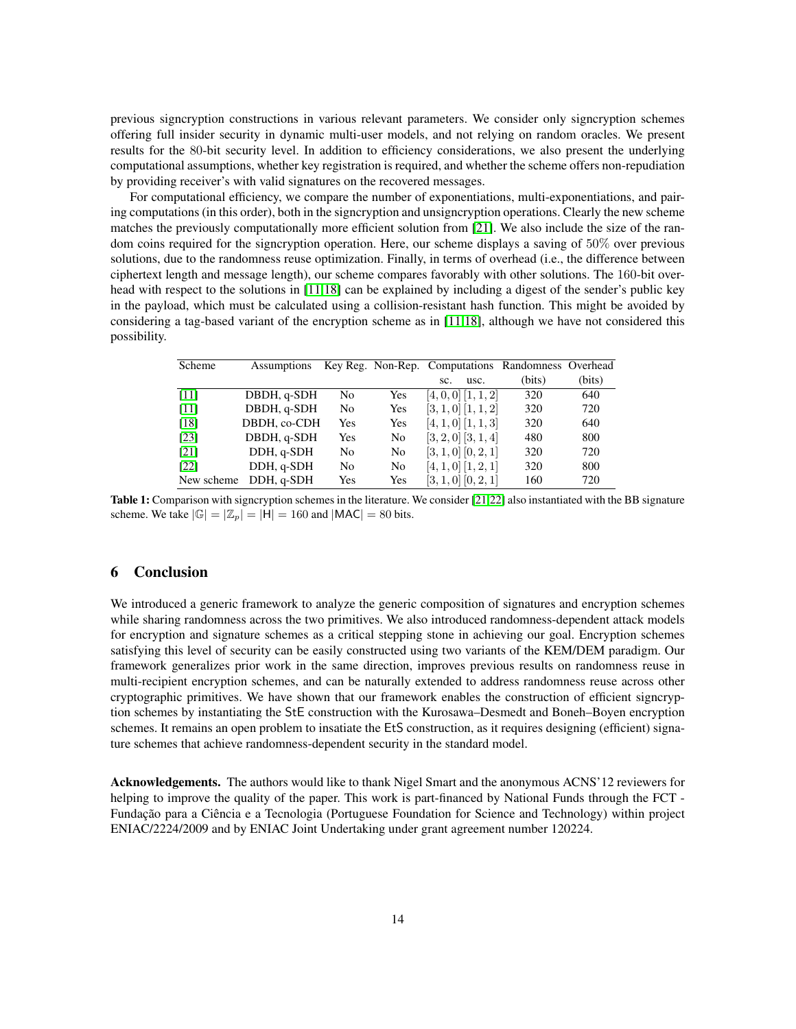previous signcryption constructions in various relevant parameters. We consider only signcryption schemes offering full insider security in dynamic multi-user models, and not relying on random oracles. We present results for the 80-bit security level. In addition to efficiency considerations, we also present the underlying computational assumptions, whether key registration is required, and whether the scheme offers non-repudiation by providing receiver's with valid signatures on the recovered messages.

For computational efficiency, we compare the number of exponentiations, multi-exponentiations, and pairing computations (in this order), both in the signcryption and unsigncryption operations. Clearly the new scheme matches the previously computationally more efficient solution from [21]. We also include the size of the random coins required for the signcryption operation. Here, our scheme displays a saving of $50\%$ over previous solutions, due to the randomness reuse optimization. Finally, in terms of overhead (i.e., the difference between ciphertext length and message length), our scheme compares favorably with other solutions. The 160-bit overhead with respect to the solutions in [11,18] can be explained by including a digest of the sender's public key in the payload, which must be calculated using a collision-resistant hash function. This might be avoided by considering a tag-based variant of the encryption scheme as in [11,18], although we have not considered this possibility.

| Scheme | Assumptions | Key Reg. | Non-Rep. | Computations sc. | Computations usc. | Randomness (bits) | Overhead (bits) |
|---|---|---|---|---|---|---|---|
| [11] | DBDH, q-SDH | No | Yes | $[4, 0, 0]$ | $[1, 1, 2]$ | 320 | 640 |
| [11] | DBDH, q-SDH | No | Yes | $[3, 1, 0]$ | $[1, 1, 2]$ | 320 | 720 |
| [18] | DBDH, co-CDH | Yes | Yes | $[4, 1, 0]$ | $[1, 1, 3]$ | 320 | 640 |
| [23] | DBDH, q-SDH | Yes | No | $[3, 2, 0]$ | $[3, 1, 4]$ | 480 | 800 |
| [21] | DDH, q-SDH | No | No | $[3, 1, 0]$ | $[0, 2, 1]$ | 320 | 720 |
| [22] | DDH, q-SDH | No | No | $[4, 1, 0]$ | $[1, 2, 1]$ | 320 | 800 |
| New scheme | DDH, q-SDH | Yes | Yes | $[3, 1, 0]$ | $[0, 2, 1]$ | 160 | 720 |

**Table 1:** Comparison with signcryption schemes in the literature. We consider [21,22] also instantiated with the BB signature scheme. We take $|\mathbb{G}| = |\mathbb{Z}_p| = |\mathsf{H}| = 160$ and $|\mathsf{MAC}| = 80$ bits.

## 6 Conclusion

We introduced a generic framework to analyze the generic composition of signatures and encryption schemes while sharing randomness across the two primitives. We also introduced randomness-dependent attack models for encryption and signature schemes as a critical stepping stone in achieving our goal. Encryption schemes satisfying this level of security can be easily constructed using two variants of the KEM/DEM paradigm. Our framework generalizes prior work in the same direction, improves previous results on randomness reuse in multi-recipient encryption schemes, and can be naturally extended to address randomness reuse across other cryptographic primitives. We have shown that our framework enables the construction of efficient signcryption schemes by instantiating the StE construction with the Kurosawa–Desmedt and Boneh–Boyen encryption schemes. It remains an open problem to insatiate the EtS construction, as it requires designing (efficient) signature schemes that achieve randomness-dependent security in the standard model.

**Acknowledgements.** The authors would like to thank Nigel Smart and the anonymous ACNS'12 reviewers for helping to improve the quality of the paper. This work is part-financed by National Funds through the FCT - Fundação para a Ciência e a Tecnologia (Portuguese Foundation for Science and Technology) within project ENIAC/2224/2009 and by ENIAC Joint Undertaking under grant agreement number 120224.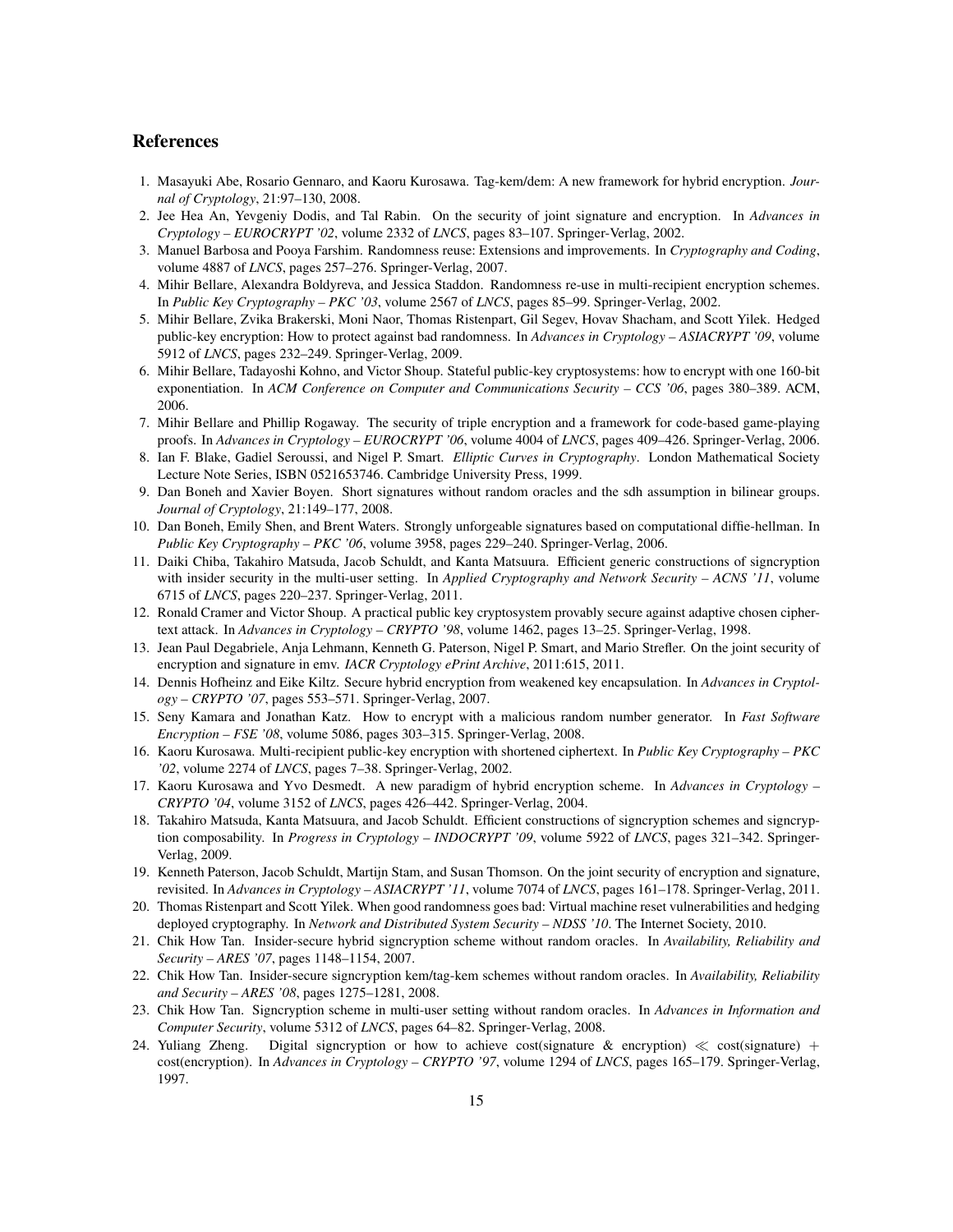## References

1. Masayuki Abe, Rosario Gennaro, and Kaoru Kurosawa. Tag-kem/dem: A new framework for hybrid encryption. *Journal of Cryptology*, 21:97–130, 2008.
2. Jee Hea An, Yevgeniy Dodis, and Tal Rabin. On the security of joint signature and encryption. In *Advances in Cryptology – EUROCRYPT '02*, volume 2332 of *LNCS*, pages 83–107. Springer-Verlag, 2002.
3. Manuel Barbosa and Pooya Farshim. Randomness reuse: Extensions and improvements. In *Cryptography and Coding*, volume 4887 of *LNCS*, pages 257–276. Springer-Verlag, 2007.
4. Mihir Bellare, Alexandra Boldyreva, and Jessica Staddon. Randomness re-use in multi-recipient encryption schemes. In *Public Key Cryptography – PKC '03*, volume 2567 of *LNCS*, pages 85–99. Springer-Verlag, 2002.
5. Mihir Bellare, Zvika Brakerski, Moni Naor, Thomas Ristenpart, Gil Segev, Hovav Shacham, and Scott Yilek. Hedged public-key encryption: How to protect against bad randomness. In *Advances in Cryptology – ASIACRYPT '09*, volume 5912 of *LNCS*, pages 232–249. Springer-Verlag, 2009.
6. Mihir Bellare, Tadayoshi Kohno, and Victor Shoup. Stateful public-key cryptosystems: how to encrypt with one 160-bit exponentiation. In *ACM Conference on Computer and Communications Security – CCS '06*, pages 380–389. ACM, 2006.
7. Mihir Bellare and Phillip Rogaway. The security of triple encryption and a framework for code-based game-playing proofs. In *Advances in Cryptology – EUROCRYPT '06*, volume 4004 of *LNCS*, pages 409–426. Springer-Verlag, 2006.
8. Ian F. Blake, Gadiel Seroussi, and Nigel P. Smart. *Elliptic Curves in Cryptography*. London Mathematical Society Lecture Note Series, ISBN 0521653746. Cambridge University Press, 1999.
9. Dan Boneh and Xavier Boyen. Short signatures without random oracles and the sdh assumption in bilinear groups. *Journal of Cryptology*, 21:149–177, 2008.
10. Dan Boneh, Emily Shen, and Brent Waters. Strongly unforgeable signatures based on computational diffie-hellman. In *Public Key Cryptography – PKC '06*, volume 3958, pages 229–240. Springer-Verlag, 2006.
11. Daiki Chiba, Takahiro Matsuda, Jacob Schuldt, and Kanta Matsuura. Efficient generic constructions of signcryption with insider security in the multi-user setting. In *Applied Cryptography and Network Security – ACNS '11*, volume 6715 of *LNCS*, pages 220–237. Springer-Verlag, 2011.
12. Ronald Cramer and Victor Shoup. A practical public key cryptosystem provably secure against adaptive chosen ciphertext attack. In *Advances in Cryptology – CRYPTO '98*, volume 1462, pages 13–25. Springer-Verlag, 1998.
13. Jean Paul Degabriele, Anja Lehmann, Kenneth G. Paterson, Nigel P. Smart, and Mario Strefler. On the joint security of encryption and signature in emv. *IACR Cryptology ePrint Archive*, 2011:615, 2011.
14. Dennis Hofheinz and Eike Kiltz. Secure hybrid encryption from weakened key encapsulation. In *Advances in Cryptology – CRYPTO '07*, pages 553–571. Springer-Verlag, 2007.
15. Seny Kamara and Jonathan Katz. How to encrypt with a malicious random number generator. In *Fast Software Encryption – FSE '08*, volume 5086, pages 303–315. Springer-Verlag, 2008.
16. Kaoru Kurosawa. Multi-recipient public-key encryption with shortened ciphertext. In *Public Key Cryptography – PKC '02*, volume 2274 of *LNCS*, pages 7–38. Springer-Verlag, 2002.
17. Kaoru Kurosawa and Yvo Desmedt. A new paradigm of hybrid encryption scheme. In *Advances in Cryptology – CRYPTO '04*, volume 3152 of *LNCS*, pages 426–442. Springer-Verlag, 2004.
18. Takahiro Matsuda, Kanta Matsuura, and Jacob Schuldt. Efficient constructions of signcryption schemes and signcryption composability. In *Progress in Cryptology – INDOCRYPT '09*, volume 5922 of *LNCS*, pages 321–342. Springer-Verlag, 2009.
19. Kenneth Paterson, Jacob Schuldt, Martijn Stam, and Susan Thomson. On the joint security of encryption and signature, revisited. In *Advances in Cryptology – ASIACRYPT '11*, volume 7074 of *LNCS*, pages 161–178. Springer-Verlag, 2011.
20. Thomas Ristenpart and Scott Yilek. When good randomness goes bad: Virtual machine reset vulnerabilities and hedging deployed cryptography. In *Network and Distributed System Security – NDSS '10*. The Internet Society, 2010.
21. Chik How Tan. Insider-secure hybrid signcryption scheme without random oracles. In *Availability, Reliability and Security – ARES '07*, pages 1148–1154, 2007.
22. Chik How Tan. Insider-secure signcryption kem/tag-kem schemes without random oracles. In *Availability, Reliability and Security – ARES '08*, pages 1275–1281, 2008.
23. Chik How Tan. Signcryption scheme in multi-user setting without random oracles. In *Advances in Information and Computer Security*, volume 5312 of *LNCS*, pages 64–82. Springer-Verlag, 2008.
24. Yuliang Zheng. Digital signcryption or how to achieve cost(signature & encryption) $\ll$ cost(signature) + cost(encryption). In *Advances in Cryptology – CRYPTO '97*, volume 1294 of *LNCS*, pages 165–179. Springer-Verlag, 1997.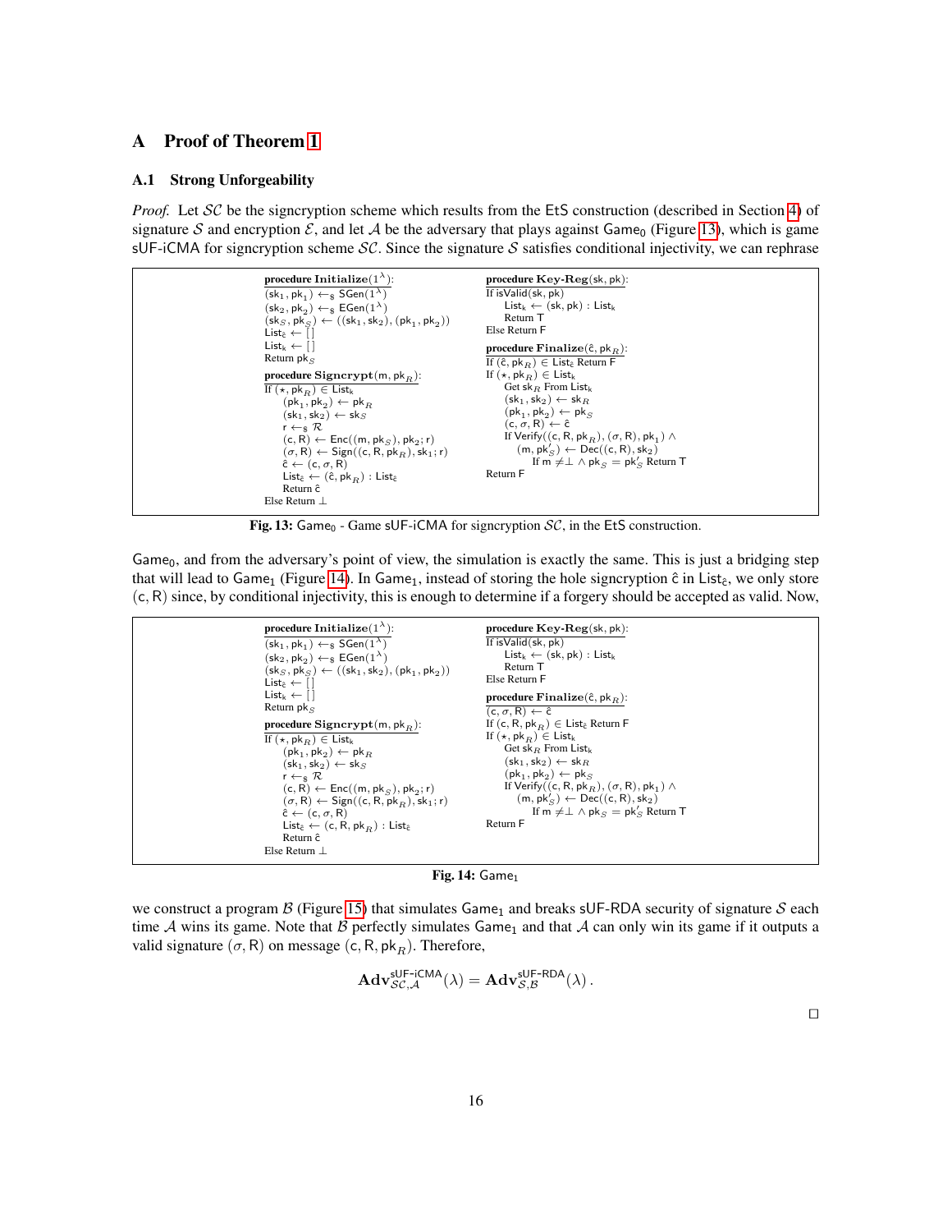# A Proof of Theorem 1

## A.1 Strong Unforgeability

*Proof.* Let $\mathcal{SC}$ be the signcryption scheme which results from the EtS construction (described in Section 4) of signature $\mathcal{S}$ and encryption $\mathcal{E}$, and let $\mathcal{A}$ be the adversary that plays against $\mathsf{Game}_0$ (Figure 13), which is game sUF-iCMA for signcryption scheme $\mathcal{SC}$. Since the signature $\mathcal{S}$ satisfies conditional injectivity, we can rephrase

```
procedure Initialize(1^λ):
(sk_1, pk_1) ←$ SGen(1^λ)
(sk_2, pk_2) ←$ EGen(1^λ)
(sk_S, pk_S) ← ((sk_1, sk_2), (pk_1, pk_2))
List_ĉ ← []
List_k ← []
Return pk_S

procedure Signcrypt(m, pk_R):
If (⋆, pk_R) ∈ List_k
    (pk_1, pk_2) ← pk_R
    (sk_1, sk_2) ← sk_S
    r ←$ R
    (c, R) ← Enc((m, pk_S), pk_2; r)
    (σ, R) ← Sign((c, R, pk_R), sk_1; r)
    ĉ ← (c, σ, R)
    List_ĉ ← (ĉ, pk_R) : List_ĉ
    Return ĉ
Else Return ⊥

procedure Key-Reg(sk, pk):
If isValid(sk, pk)
    List_k ← (sk, pk) : List_k
    Return T
Else Return F

procedure Finalize(ĉ, pk_R):
If (ĉ, pk_R) ∈ List_ĉ Return F
If (⋆, pk_R) ∈ List_k
    Get sk_R From List_k
    (sk_1, sk_2) ← sk_R
    (pk_1, pk_2) ← pk_S
    (c, σ, R) ← ĉ
    If Verify((c, R, pk_R), (σ, R), pk_1) ∧
      (m, pk'_S) ← Dec((c, R), sk_2)
        If m ≠⊥ ∧ pk_S = pk'_S Return T
Return F
```

**Fig. 13:** $\mathsf{Game}_0$ - Game sUF-iCMA for signcryption $\mathcal{SC}$, in the EtS construction.

$\mathsf{Game}_0$, and from the adversary's point of view, the simulation is exactly the same. This is just a bridging step that will lead to $\mathsf{Game}_1$ (Figure 14). In $\mathsf{Game}_1$, instead of storing the hole signcryption $\hat{c}$ in $\mathsf{List}_{\hat{c}}$, we only store $(\mathsf{c}, \mathsf{R})$ since, by conditional injectivity, this is enough to determine if a forgery should be accepted as valid. Now,

```
procedure Initialize(1^λ):
(sk_1, pk_1) ←$ SGen(1^λ)
(sk_2, pk_2) ←$ EGen(1^λ)
(sk_S, pk_S) ← ((sk_1, sk_2), (pk_1, pk_2))
List_ĉ ← []
List_k ← []
Return pk_S

procedure Signcrypt(m, pk_R):
If (⋆, pk_R) ∈ List_k
    (pk_1, pk_2) ← pk_R
    (sk_1, sk_2) ← sk_S
    r ←$ R
    (c, R) ← Enc((m, pk_S), pk_2; r)
    (σ, R) ← Sign((c, R, pk_R), sk_1; r)
    ĉ ← (c, σ, R)
    List_ĉ ← (c, R, pk_R) : List_ĉ
    Return ĉ
Else Return ⊥

procedure Key-Reg(sk, pk):
If isValid(sk, pk)
    List_k ← (sk, pk) : List_k
    Return T
Else Return F

procedure Finalize(ĉ, pk_R):
(c, σ, R) ← ĉ
If (c, R, pk_R) ∈ List_ĉ Return F
If (⋆, pk_R) ∈ List_k
    Get sk_R From List_k
    (sk_1, sk_2) ← sk_R
    (pk_1, pk_2) ← pk_S
    If Verify((c, R, pk_R), (σ, R), pk_1) ∧
      (m, pk'_S) ← Dec((c, R), sk_2)
        If m ≠⊥ ∧ pk_S = pk'_S Return T
Return F
```

**Fig. 14:** $\mathsf{Game}_1$

we construct a program $\mathcal{B}$ (Figure 15) that simulates $\mathsf{Game}_1$ and breaks sUF-RDA security of signature $\mathcal{S}$ each time $\mathcal{A}$ wins its game. Note that $\mathcal{B}$ perfectly simulates $\mathsf{Game}_1$ and that $\mathcal{A}$ can only win its game if it outputs a valid signature $(\sigma, \mathsf{R})$ on message $(\mathsf{c}, \mathsf{R}, \mathsf{pk}_R)$. Therefore,

$$\mathbf{Adv}^{\mathsf{sUF\text{-}iCMA}}_{\mathcal{SC},\mathcal{A}}(\lambda) = \mathbf{Adv}^{\mathsf{sUF\text{-}RDA}}_{\mathcal{S},\mathcal{B}}(\lambda)\,.$$

□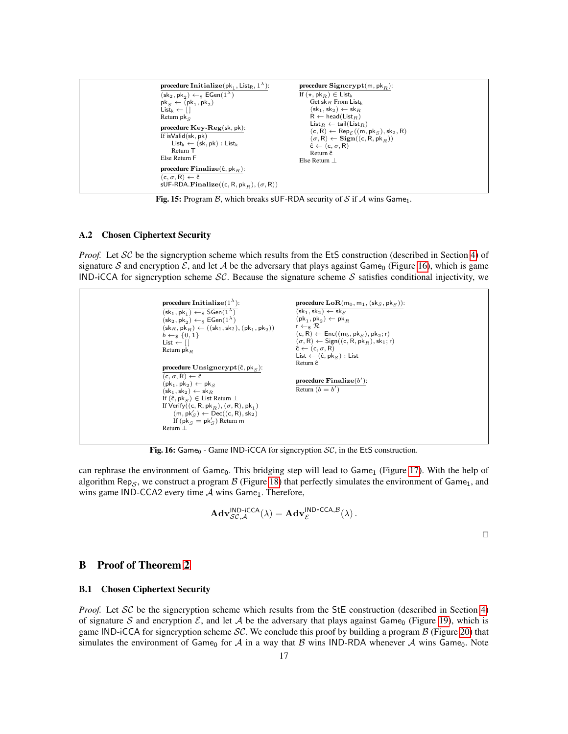```
procedure Initialize(pk_1, List_R, 1^λ):
(sk_2, pk_2) ←$ EGen(1^λ)
pk_S ← (pk_1, pk_2)
List_k ← []
Return pk_S

procedure Key-Reg(sk, pk):
If isValid(sk, pk)
    List_k ← (sk, pk) : List_k
    Return T
Else Return F

procedure Finalize(ĉ, pk_R):
(c, σ, R) ← ĉ
sUF-RDA.Finalize((c, R, pk_R), (σ, R))

procedure Signcrypt(m, pk_R):
If (⋆, pk_R) ∈ List_k
    Get sk_R From List_k
    (sk_1, sk_2) ← sk_R
    R ← head(List_R)
    List_R ← tail(List_R)
    (c, R) ← Rep_E((m, pk_S), sk_2, R)
    (σ, R) ← Sign((c, R, pk_R))
    ĉ ← (c, σ, R)
    Return ĉ
Else Return ⊥
```

**Fig. 15:** Program $\mathcal{B}$, which breaks sUF-RDA security of $\mathcal{S}$ if $\mathcal{A}$ wins $\mathsf{Game}_1$.

### A.2 Chosen Ciphertext Security

*Proof.* Let $\mathcal{SC}$ be the signcryption scheme which results from the EtS construction (described in Section 4) of signature $\mathcal{S}$ and encryption $\mathcal{E}$, and let $\mathcal{A}$ be the adversary that plays against $\mathsf{Game}_0$ (Figure 16), which is game IND-iCCA for signcryption scheme $\mathcal{SC}$. Because the signature scheme $\mathcal{S}$ satisfies conditional injectivity, we

```
procedure Initialize(1^λ):
(sk_1, pk_1) ←$ SGen(1^λ)
(sk_2, pk_2) ←$ EGen(1^λ)
(sk_R, pk_R) ← ((sk_1, sk_2), (pk_1, pk_2))
b ←$ {0, 1}
List ← []
Return pk_R

procedure Unsigncrypt(ĉ, pk_S):
(c, σ, R) ← ĉ
(pk_1, pk_2) ← pk_S
(sk_1, sk_2) ← sk_R
If (ĉ, pk_S) ∈ List Return ⊥
If Verify((c, R, pk_R), (σ, R), pk_1)
    (m, pk'_S) ← Dec((c, R), sk_2)
    If (pk_S = pk'_S) Return m
Return ⊥

procedure LoR(m_0, m_1, (sk_S, pk_S)):
(sk_1, sk_2) ← sk_S
(pk_1, pk_2) ← pk_R
r ←$ R
(c, R) ← Enc((m_b, pk_S), pk_2; r)
(σ, R) ← Sign((c, R, pk_R), sk_1; r)
ĉ ← (c, σ, R)
List ← (ĉ, pk_S) : List
Return ĉ

procedure Finalize(b'):
Return (b = b')
```

**Fig. 16:** $\mathsf{Game}_0$ - Game IND-iCCA for signcryption $\mathcal{SC}$, in the EtS construction.

can rephrase the environment of $\mathsf{Game}_0$. This bridging step will lead to $\mathsf{Game}_1$ (Figure 17). With the help of algorithm $\mathsf{Rep}_{\mathcal{S}}$, we construct a program $\mathcal{B}$ (Figure 18) that perfectly simulates the environment of $\mathsf{Game}_1$, and wins game IND-CCA2 every time $\mathcal{A}$ wins $\mathsf{Game}_1$. Therefore,

$$\mathbf{Adv}^{\mathsf{IND\text{-}iCCA}}_{\mathcal{SC},\mathcal{A}}(\lambda) = \mathbf{Adv}^{\mathsf{IND\text{-}CCA},\mathcal{B}}_{\mathcal{E}}(\lambda)\,.$$

□

## B Proof of Theorem 2

### B.1 Chosen Ciphertext Security

*Proof.* Let $\mathcal{SC}$ be the signcryption scheme which results from the StE construction (described in Section 4) of signature $\mathcal{S}$ and encryption $\mathcal{E}$, and let $\mathcal{A}$ be the adversary that plays against $\mathsf{Game}_0$ (Figure 19), which is game IND-iCCA for signcryption scheme $\mathcal{SC}$. We conclude this proof by building a program $\mathcal{B}$ (Figure 20) that simulates the environment of $\mathsf{Game}_0$ for $\mathcal{A}$ in a way that $\mathcal{B}$ wins IND-RDA whenever $\mathcal{A}$ wins $\mathsf{Game}_0$. Note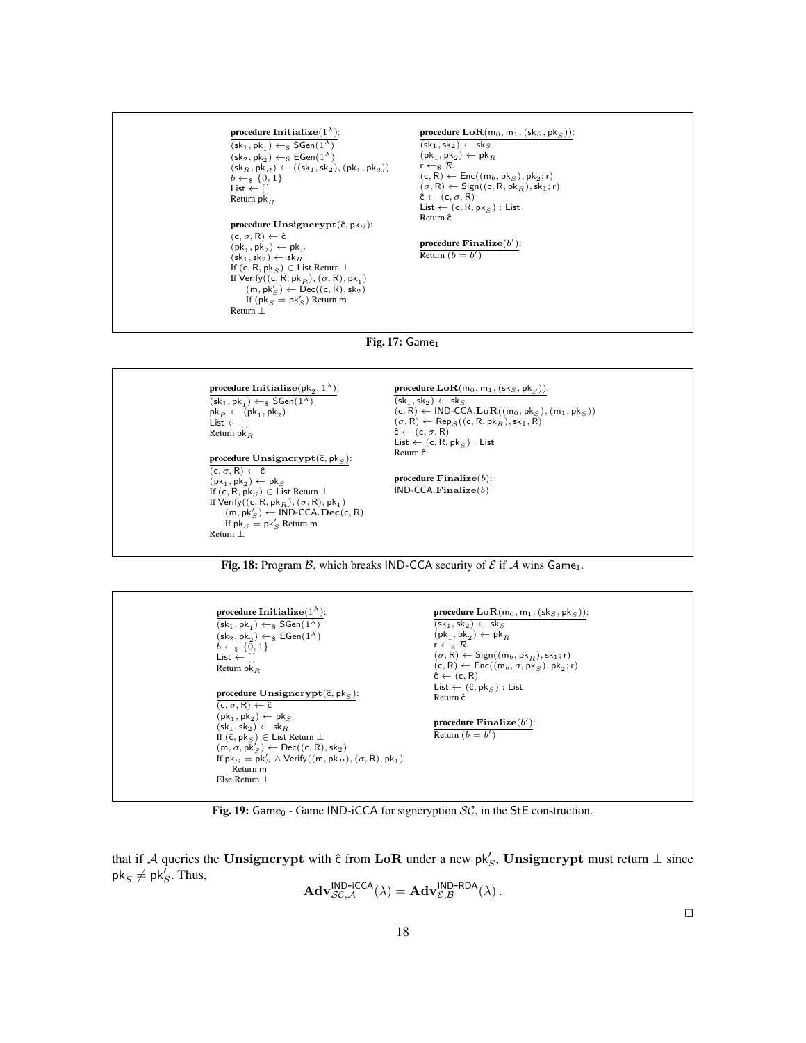```
procedure Initialize(1^λ):
  (sk_1, pk_1) ←$ SGen(1^λ)
  (sk_2, pk_2) ←$ EGen(1^λ)
  (sk_R, pk_R) ← ((sk_1, sk_2), (pk_1, pk_2))
  b ←$ {0, 1}
  List ← []
  Return pk_R

procedure Unsigncrypt(ĉ, pk_S):
  (c, σ, R) ← ĉ
  (pk_1, pk_2) ← pk_S
  (sk_1, sk_2) ← sk_R
  If (c, R, pk_S) ∈ List Return ⊥
  If Verify((c, R, pk_R), (σ, R), pk_1)
      (m, pk'_S) ← Dec((c, R), sk_2)
      If (pk_S = pk'_S) Return m
  Return ⊥

procedure LoR(m_0, m_1, (sk_S, pk_S)):
  (sk_1, sk_2) ← sk_S
  (pk_1, pk_2) ← pk_R
  r ←$ R
  (c, R) ← Enc((m_b, pk_S), pk_2; r)
  (σ, R) ← Sign((c, R, pk_R), sk_1; r)
  ĉ ← (c, σ, R)
  List ← (c, R, pk_S) : List
  Return ĉ

procedure Finalize(b'):
  Return (b = b')
```

**Fig. 17:** $\mathsf{Game}_1$

```
procedure Initialize(pk_2, 1^λ):
  (sk_1, pk_1) ←$ SGen(1^λ)
  pk_R ← (pk_1, pk_2)
  List ← []
  Return pk_R

procedure Unsigncrypt(ĉ, pk_S):
  (c, σ, R) ← ĉ
  (pk_1, pk_2) ← pk_S
  If (c, R, pk_S) ∈ List Return ⊥
  If Verify((c, R, pk_R), (σ, R), pk_1)
      (m, pk'_S) ← IND-CCA.Dec(c, R)
      If pk_S = pk'_S Return m
  Return ⊥

procedure LoR(m_0, m_1, (sk_S, pk_S)):
  (sk_1, sk_2) ← sk_S
  (c, R) ← IND-CCA.LoR((m_0, pk_S), (m_1, pk_S))
  (σ, R) ← Rep_S((c, R, pk_R), sk_1, R)
  ĉ ← (c, σ, R)
  List ← (c, R, pk_S) : List
  Return ĉ

procedure Finalize(b):
  IND-CCA.Finalize(b)
```

**Fig. 18:** Program $\mathcal{B}$, which breaks IND-CCA security of $\mathcal{E}$ if $\mathcal{A}$ wins $\mathsf{Game}_1$.

```
procedure Initialize(1^λ):
  (sk_1, pk_1) ←$ SGen(1^λ)
  (sk_2, pk_2) ←$ EGen(1^λ)
  b ←$ {0, 1}
  List ← []
  Return pk_R

procedure Unsigncrypt(ĉ, pk_S):
  (c, σ, R) ← ĉ
  (pk_1, pk_2) ← pk_S
  (sk_1, sk_2) ← sk_R
  If (ĉ, pk_S) ∈ List Return ⊥
  (m, σ, pk'_S) ← Dec((c, R), sk_2)
  If pk_S = pk'_S ∧ Verify((m, pk_R), (σ, R), pk_1)
      Return m
  Else Return ⊥

procedure LoR(m_0, m_1, (sk_S, pk_S)):
  (sk_1, sk_2) ← sk_S
  (pk_1, pk_2) ← pk_R
  r ←$ R
  (σ, R) ← Sign((m_b, pk_R), sk_1; r)
  (c, R) ← Enc((m_b, σ, pk_S), pk_2; r)
  ĉ ← (c, R)
  List ← (ĉ, pk_S) : List
  Return ĉ

procedure Finalize(b'):
  Return (b = b')
```

**Fig. 19:** $\mathsf{Game}_0$ - Game IND-iCCA for signcryption $\mathcal{SC}$, in the StE construction.

that if $\mathcal{A}$ queries the **Unsigncrypt** with $\hat{c}$ from **LoR** under a new $\mathsf{pk}'_S$, **Unsigncrypt** must return $\perp$ since $\mathsf{pk}_S \neq \mathsf{pk}'_S$. Thus,

$$\mathbf{Adv}^{\mathsf{IND\text{-}iCCA}}_{\mathcal{SC},\mathcal{A}}(\lambda) = \mathbf{Adv}^{\mathsf{IND\text{-}RDA}}_{\mathcal{E},\mathcal{B}}(\lambda)\,.$$

□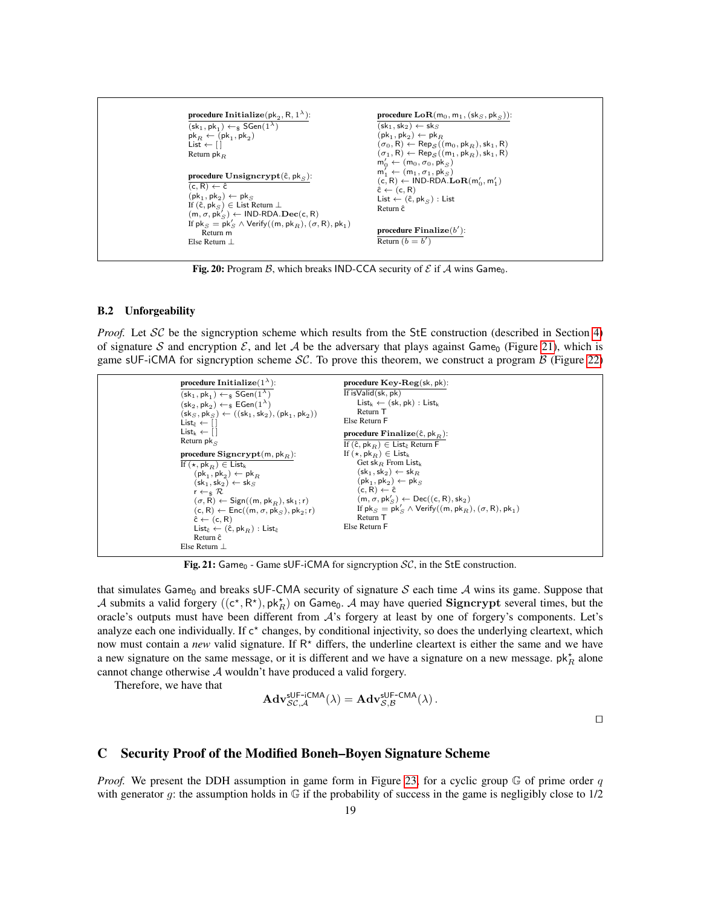```
procedure Initialize(pk_2, R, 1^λ):
  (sk_1, pk_1) ←$ SGen(1^λ)
  pk_R ← (pk_1, pk_2)
  List ← [ ]
  Return pk_R

procedure Unsigncrypt(ĉ, pk_S):
  (c, R) ← ĉ
  (pk_1, pk_2) ← pk_S
  If (ĉ, pk_S) ∈ List Return ⊥
  (m, σ, pk'_S) ← IND-RDA.Dec(c, R)
  If pk_S = pk'_S ∧ Verify((m, pk_R), (σ, R), pk_1)
      Return m
  Else Return ⊥

procedure LoR(m_0, m_1, (sk_S, pk_S)):
  (sk_1, sk_2) ← sk_S
  (pk_1, pk_2) ← pk_R
  (σ_0, R) ← Rep_S((m_0, pk_R), sk_1, R)
  (σ_1, R) ← Rep_S((m_1, pk_R), sk_1, R)
  m'_0 ← (m_0, σ_0, pk_S)
  m'_1 ← (m_1, σ_1, pk_S)
  (c, R) ← IND-RDA.LoR(m'_0, m'_1)
  ĉ ← (c, R)
  List ← (ĉ, pk_S) : List
  Return ĉ

procedure Finalize(b'):
  Return (b = b')
```

**Fig. 20:** Program $\mathcal{B}$, which breaks IND-CCA security of $\mathcal{E}$ if $\mathcal{A}$ wins $\mathsf{Game}_0$.

### B.2 Unforgeability

*Proof.* Let $\mathcal{SC}$ be the signcryption scheme which results from the StE construction (described in Section 4) of signature $\mathcal{S}$ and encryption $\mathcal{E}$, and let $\mathcal{A}$ be the adversary that plays against $\mathsf{Game}_0$ (Figure 21), which is game sUF-iCMA for signcryption scheme $\mathcal{SC}$. To prove this theorem, we construct a program $\mathcal{B}$ (Figure 22)

```
procedure Initialize(1^λ):
  (sk_1, pk_1) ←$ SGen(1^λ)
  (sk_2, pk_2) ←$ EGen(1^λ)
  (sk_S, pk_S) ← ((sk_1, sk_2), (pk_1, pk_2))
  List_ĉ ← [ ]
  List_k ← [ ]
  Return pk_S

procedure Signcrypt(m, pk_R):
  If (⋆, pk_R) ∈ List_k
      (pk_1, pk_2) ← pk_R
      (sk_1, sk_2) ← sk_S
      r ←$ R
      (σ, R) ← Sign((m, pk_R), sk_1; r)
      (c, R) ← Enc((m, σ, pk_S), pk_2; r)
      ĉ ← (c, R)
      List_ĉ ← (ĉ, pk_R) : List_ĉ
      Return ĉ
  Else Return ⊥

procedure Key-Reg(sk, pk):
  If isValid(sk, pk)
      List_k ← (sk, pk) : List_k
      Return T
  Else Return F

procedure Finalize(ĉ, pk_R):
  If (ĉ, pk_R) ∈ List_ĉ Return F
  If (⋆, pk_R) ∈ List_k
      Get sk_R From List_k
      (sk_1, sk_2) ← sk_R
      (pk_1, pk_2) ← pk_S
      (c, R) ← ĉ
      (m, σ, pk'_S) ← Dec((c, R), sk_2)
      If pk_S = pk'_S ∧ Verify((m, pk_R), (σ, R), pk_1)
      Return T
  Else Return F
```

**Fig. 21:** $\mathsf{Game}_0$ - Game sUF-iCMA for signcryption $\mathcal{SC}$, in the StE construction.

that simulates $\mathsf{Game}_0$ and breaks sUF-CMA security of signature $\mathcal{S}$ each time $\mathcal{A}$ wins its game. Suppose that $\mathcal{A}$ submits a valid forgery $((\mathsf{c}^\star, \mathsf{R}^\star), \mathsf{pk}_R^\star)$ on $\mathsf{Game}_0$. $\mathcal{A}$ may have queried **Signcrypt** several times, but the oracle's outputs must have been different from $\mathcal{A}$'s forgery at least by one of forgery's components. Let's analyze each one individually. If $\mathsf{c}^\star$ changes, by conditional injectivity, so does the underlying cleartext, which now must contain a *new* valid signature. If $\mathsf{R}^\star$ differs, the underline cleartext is either the same and we have a new signature on the same message, or it is different and we have a signature on a new message. $\mathsf{pk}_R^\star$ alone cannot change otherwise $\mathcal{A}$ wouldn't have produced a valid forgery.

Therefore, we have that

$$\mathbf{Adv}^{\mathsf{sUF\text{-}iCMA}}_{\mathcal{SC},\mathcal{A}}(\lambda) = \mathbf{Adv}^{\mathsf{sUF\text{-}CMA}}_{\mathcal{S},\mathcal{B}}(\lambda)\,.$$

□

## C Security Proof of the Modified Boneh–Boyen Signature Scheme

*Proof.* We present the DDH assumption in game form in Figure 23, for a cyclic group $\mathbb{G}$ of prime order $q$ with generator $g$: the assumption holds in $\mathbb{G}$ if the probability of success in the game is negligibly close to 1/2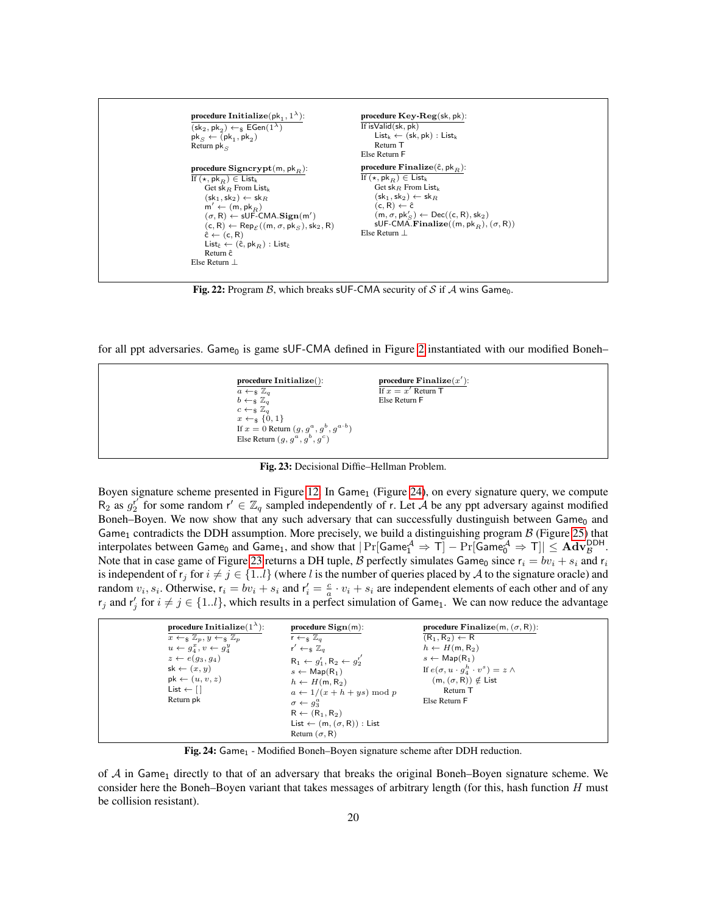```
procedure Initialize(pk_1, 1^λ):
(sk_2, pk_2) ←$ EGen(1^λ)
pk_S ← (pk_1, pk_2)
Return pk_S

procedure Signcrypt(m, pk_R):
If (⋆, pk_R) ∈ List_k
    Get sk_R From List_k
    (sk_1, sk_2) ← sk_R
    m' ← (m, pk_R)
    (σ, R) ← sUF-CMA.Sign(m')
    (c, R) ← Rep_E((m, σ, pk_S), sk_2, R)
    ĉ ← (c, R)
    List_ĉ ← (ĉ, pk_R) : List_ĉ
    Return ĉ
Else Return ⊥

procedure Key-Reg(sk, pk):
If isValid(sk, pk)
    List_k ← (sk, pk) : List_k
    Return T
Else Return F

procedure Finalize(ĉ, pk_R):
If (⋆, pk_R) ∈ List_k
    Get sk_R From List_k
    (sk_1, sk_2) ← sk_R
    (c, R) ← ĉ
    (m, σ, pk'_S) ← Dec((c, R), sk_2)
    sUF-CMA.Finalize((m, pk_R), (σ, R))
Else Return ⊥
```

**Fig. 22:** Program $\mathcal{B}$, which breaks sUF-CMA security of $\mathcal{S}$ if $\mathcal{A}$ wins Game$_0$.

for all ppt adversaries. Game$_0$ is game sUF-CMA defined in Figure 2 instantiated with our modified Boneh–

```
procedure Initialize():
a ←$ Z_q
b ←$ Z_q
c ←$ Z_q
x ←$ {0, 1}
If x = 0 Return (g, g^a, g^b, g^(a·b))
Else Return (g, g^a, g^b, g^c)

procedure Finalize(x'):
If x = x' Return T
Else Return F
```

**Fig. 23:** Decisional Diffie–Hellman Problem.

Boyen signature scheme presented in Figure 12. In Game$_1$ (Figure 24), on every signature query, we compute $\mathsf{R}_2$ as $g_2^{\mathsf{r}'}$ for some random $\mathsf{r}' \in \mathbb{Z}_q$ sampled independently of $\mathsf{r}$. Let $\mathcal{A}$ be any ppt adversary against modified Boneh–Boyen. We now show that any such adversary that can successfully dustinguish between Game$_0$ and Game$_1$ contradicts the DDH assumption. More precisely, we build a distinguishing program $\mathcal{B}$ (Figure 25) that interpolates between Game$_0$ and Game$_1$, and show that $|\Pr[\mathsf{Game}_1^{\mathcal{A}} \Rightarrow \mathsf{T}] - \Pr[\mathsf{Game}_0^{\mathcal{A}} \Rightarrow \mathsf{T}]| \leq \mathbf{Adv}_{\mathcal{B}}^{\mathsf{DDH}}$. Note that in case game of Figure 23 returns a DH tuple, $\mathcal{B}$ perfectly simulates Game$_0$ since $\mathsf{r}_i = bv_i + s_i$ and $\mathsf{r}_i$ is independent of $\mathsf{r}_j$ for $i \neq j \in \{1..l\}$ (where $l$ is the number of queries placed by $\mathcal{A}$ to the signature oracle) and random $v_i, s_i$. Otherwise, $\mathsf{r}_i = bv_i + s_i$ and $\mathsf{r}'_i = \frac{c}{a} \cdot v_i + s_i$ are independent elements of each other and of any $\mathsf{r}_j$ and $\mathsf{r}'_j$ for $i \neq j \in \{1..l\}$, which results in a perfect simulation of Game$_1$. We can now reduce the advantage

```
procedure Initialize(1^λ):
x ←$ Z_p, y ←$ Z_p
u ← g_4^x, v ← g_4^y
z ← e(g_3, g_4)
sk ← (x, y)
pk ← (u, v, z)
List ← []
Return pk

procedure Sign(m):
r ←$ Z_q
r' ←$ Z_q
R_1 ← g_1^r, R_2 ← g_2^(r')
s ← Map(R_1)
h ← H(m, R_2)
a ← 1/(x + h + ys) mod p
σ ← g_3^a
R ← (R_1, R_2)
List ← (m, (σ, R)) : List
Return (σ, R)

procedure Finalize(m, (σ, R)):
(R_1, R_2) ← R
h ← H(m, R_2)
s ← Map(R_1)
If e(σ, u · g_4^h · v^s) = z ∧
   (m, (σ, R)) ∉ List
     Return T
Else Return F
```

**Fig. 24:** Game$_1$ - Modified Boneh–Boyen signature scheme after DDH reduction.

of $\mathcal{A}$ in Game$_1$ directly to that of an adversary that breaks the original Boneh–Boyen signature scheme. We consider here the Boneh–Boyen variant that takes messages of arbitrary length (for this, hash function $H$ must be collision resistant).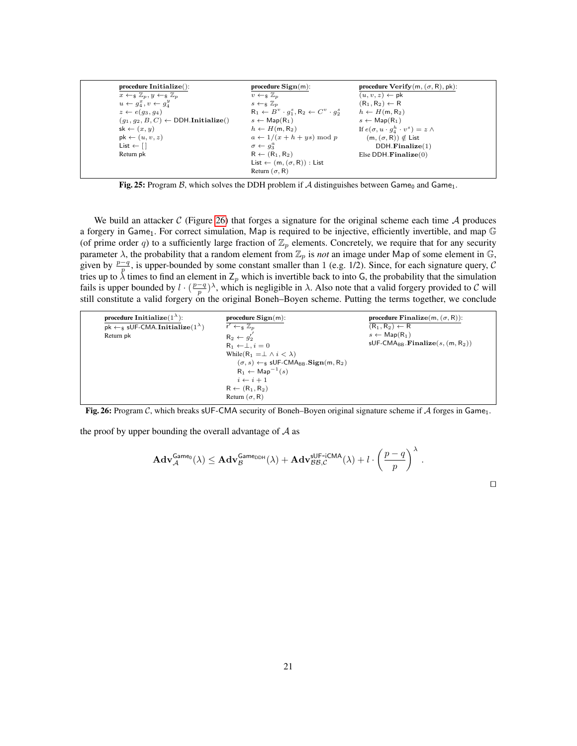```
procedure Initialize():
  x ←$ Z_p, y ←$ Z_p
  u ← g_4^x, v ← g_4^y
  z ← e(g_3, g_4)
  (g_1, g_2, B, C) ← DDH.Initialize()
  sk ← (x, y)
  pk ← (u, v, z)
  List ← []
  Return pk

procedure Sign(m):
  v ←$ Z_p
  s ←$ Z_p
  R_1 ← B^v · g_1^s, R_2 ← C^v · g_2^s
  s ← Map(R_1)
  h ← H(m, R_2)
  a ← 1/(x + h + ys) mod p
  σ ← g_3^a
  R ← (R_1, R_2)
  List ← (m, (σ, R)) : List
  Return (σ, R)

procedure Verify(m, (σ, R), pk):
  (u, v, z) ← pk
  (R_1, R_2) ← R
  h ← H(m, R_2)
  s ← Map(R_1)
  If e(σ, u · g_4^h · v^s) = z ∧
    (m, (σ, R)) ∉ List
      DDH.Finalize(1)
  Else DDH.Finalize(0)
```

**Fig. 25:** Program $\mathcal{B}$, which solves the DDH problem if $\mathcal{A}$ distinguishes between $\mathsf{Game}_0$ and $\mathsf{Game}_1$.

We build an attacker $\mathcal{C}$ (Figure 26) that forges a signature for the original scheme each time $\mathcal{A}$ produces a forgery in $\mathsf{Game}_1$. For correct simulation, Map is required to be injective, efficiently invertible, and map $\mathbb{G}$ (of prime order $q$) to a sufficiently large fraction of $\mathbb{Z}_p$ elements. Concretely, we require that for any security parameter $\lambda$, the probability that a random element from $\mathbb{Z}_p$ is *not* an image under Map of some element in $\mathbb{G}$, given by $\frac{p-q}{p}$, is upper-bounded by some constant smaller than 1 (e.g. 1/2). Since, for each signature query, $\mathcal{C}$ tries up to $\lambda$ times to find an element in $\mathsf{Z}_p$ which is invertible back to into $\mathsf{G}$, the probability that the simulation fails is upper bounded by $l \cdot (\frac{p-q}{p})^{\lambda}$, which is negligible in $\lambda$. Also note that a valid forgery provided to $\mathcal{C}$ will still constitute a valid forgery on the original Boneh–Boyen scheme. Putting the terms together, we conclude

```
procedure Initialize(1^λ):
  pk ←$ sUF-CMA.Initialize(1^λ)
  Return pk

procedure Sign(m):
  r' ←$ Z_p
  R_2 ← g_2^{r'}
  R_1 ← ⊥, i = 0
  While(R_1 = ⊥ ∧ i < λ)
    (σ, s) ←$ sUF-CMA_BB.Sign(m, R_2)
    R_1 ← Map^{-1}(s)
    i ← i + 1
  R ← (R_1, R_2)
  Return (σ, R)

procedure Finalize(m, (σ, R)):
  (R_1, R_2) ← R
  s ← Map(R_1)
  sUF-CMA_BB.Finalize(s, (m, R_2))
```

**Fig. 26:** Program $\mathcal{C}$, which breaks sUF-CMA security of Boneh–Boyen original signature scheme if $\mathcal{A}$ forges in $\mathsf{Game}_1$.

the proof by upper bounding the overall advantage of $\mathcal{A}$ as

$$\mathbf{Adv}_{\mathcal{A}}^{\mathsf{Game}_0}(\lambda) \leq \mathbf{Adv}_{\mathcal{B}}^{\mathsf{Game}_{\mathsf{DDH}}}(\lambda) + \mathbf{Adv}_{\mathcal{BB},\mathcal{C}}^{\mathsf{sUF\text{-}iCMA}}(\lambda) + l \cdot \left(\frac{p-q}{p}\right)^{\lambda} .$$

□